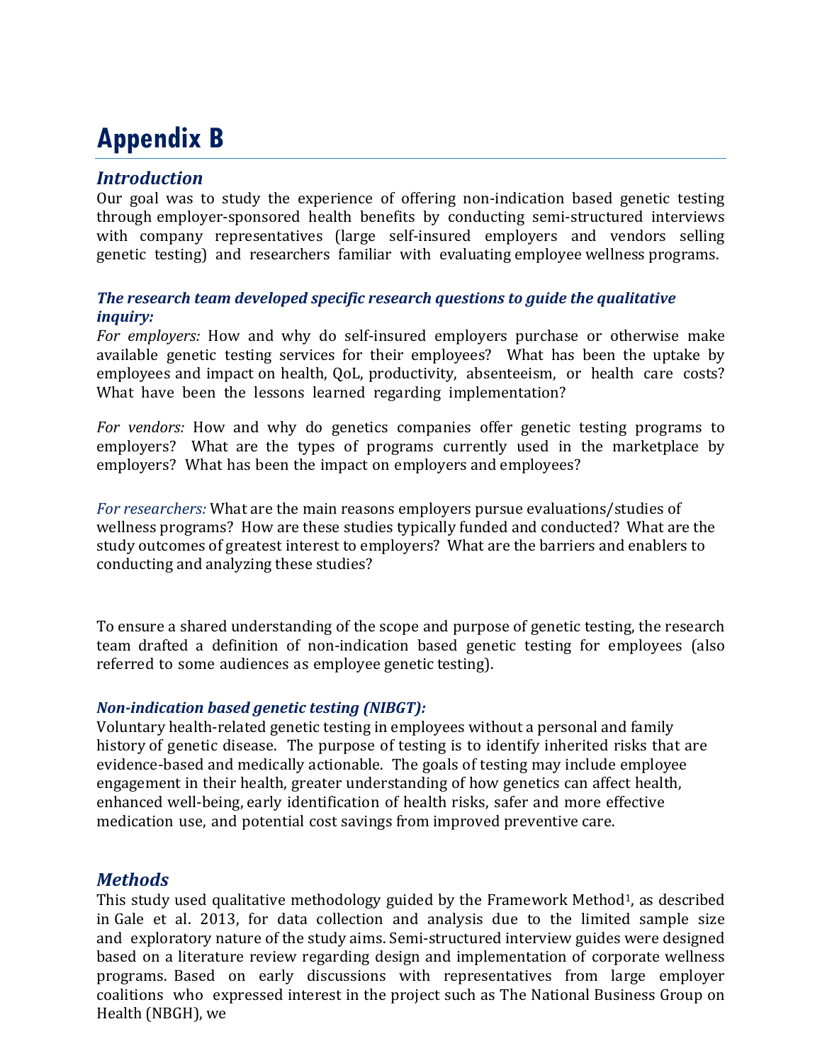# Appendix B

## *Introduction*

Our goal was to study the experience of offering non-indication based genetic testing through employer-sponsored health benefits by conducting semi-structured interviews with company representatives (large self-insured employers and vendors selling genetic testing) and researchers familiar with evaluating employee wellness programs.

### *The research team developed specific research questions to guide the qualitative inquiry:*

*For employers:* How and why do self-insured employers purchase or otherwise make available genetic testing services for their employees? What has been the uptake by employees and impact on health, QoL, productivity, absenteeism, or health care costs? What have been the lessons learned regarding implementation?

*For vendors:* How and why do genetics companies offer genetic testing programs to employers? What are the types of programs currently used in the marketplace by employers? What has been the impact on employers and employees?

*For researchers:* What are the main reasons employers pursue evaluations/studies of wellness programs? How are these studies typically funded and conducted? What are the study outcomes of greatest interest to employers? What are the barriers and enablers to conducting and analyzing these studies?

To ensure a shared understanding of the scope and purpose of genetic testing, the research team drafted a definition of non-indication based genetic testing for employees (also referred to some audiences as employee genetic testing).

### *Non-indication based genetic testing (NIBGT):*

Voluntary health-related genetic testing in employees without a personal and family history of genetic disease. The purpose of testing is to identify inherited risks that are evidence-based and medically actionable. The goals of testing may include employee engagement in their health, greater understanding of how genetics can affect health, enhanced well-being, early identification of health risks, safer and more effective medication use, and potential cost savings from improved preventive care.

## *Methods*

This study used qualitative methodology guided by the Framework Method[1], as described in Gale et al. 2013, for data collection and analysis due to the limited sample size and exploratory nature of the study aims. Semi-structured interview guides were designed based on a literature review regarding design and implementation of corporate wellness programs. Based on early discussions with representatives from large employer coalitions who expressed interest in the project such as The National Business Group on Health (NBGH), we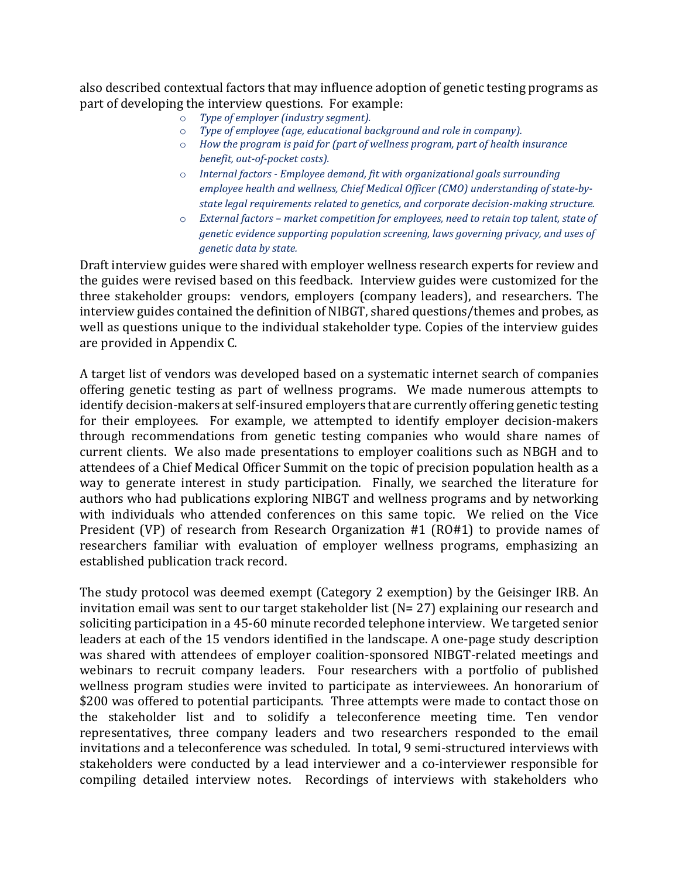also described contextual factors that may influence adoption of genetic testing programs as part of developing the interview questions. For example:

- *Type of employer (industry segment).*
- *Type of employee (age, educational background and role in company).*
- *How the program is paid for (part of wellness program, part of health insurance benefit, out-of-pocket costs).*
- *Internal factors - Employee demand, fit with organizational goals surrounding employee health and wellness, Chief Medical Officer (CMO) understanding of state-by-state legal requirements related to genetics, and corporate decision-making structure.*
- *External factors – market competition for employees, need to retain top talent, state of genetic evidence supporting population screening, laws governing privacy, and uses of genetic data by state.*

Draft interview guides were shared with employer wellness research experts for review and the guides were revised based on this feedback. Interview guides were customized for the three stakeholder groups: vendors, employers (company leaders), and researchers. The interview guides contained the definition of NIBGT, shared questions/themes and probes, as well as questions unique to the individual stakeholder type. Copies of the interview guides are provided in Appendix C.

A target list of vendors was developed based on a systematic internet search of companies offering genetic testing as part of wellness programs. We made numerous attempts to identify decision-makers at self-insured employers that are currently offering genetic testing for their employees. For example, we attempted to identify employer decision-makers through recommendations from genetic testing companies who would share names of current clients. We also made presentations to employer coalitions such as NBGH and to attendees of a Chief Medical Officer Summit on the topic of precision population health as a way to generate interest in study participation. Finally, we searched the literature for authors who had publications exploring NIBGT and wellness programs and by networking with individuals who attended conferences on this same topic. We relied on the Vice President (VP) of research from Research Organization #1 (RO#1) to provide names of researchers familiar with evaluation of employer wellness programs, emphasizing an established publication track record.

The study protocol was deemed exempt (Category 2 exemption) by the Geisinger IRB. An invitation email was sent to our target stakeholder list (N= 27) explaining our research and soliciting participation in a 45-60 minute recorded telephone interview. We targeted senior leaders at each of the 15 vendors identified in the landscape. A one-page study description was shared with attendees of employer coalition-sponsored NIBGT-related meetings and webinars to recruit company leaders. Four researchers with a portfolio of published wellness program studies were invited to participate as interviewees. An honorarium of $200 was offered to potential participants. Three attempts were made to contact those on the stakeholder list and to solidify a teleconference meeting time. Ten vendor representatives, three company leaders and two researchers responded to the email invitations and a teleconference was scheduled. In total, 9 semi-structured interviews with stakeholders were conducted by a lead interviewer and a co-interviewer responsible for compiling detailed interview notes. Recordings of interviews with stakeholders who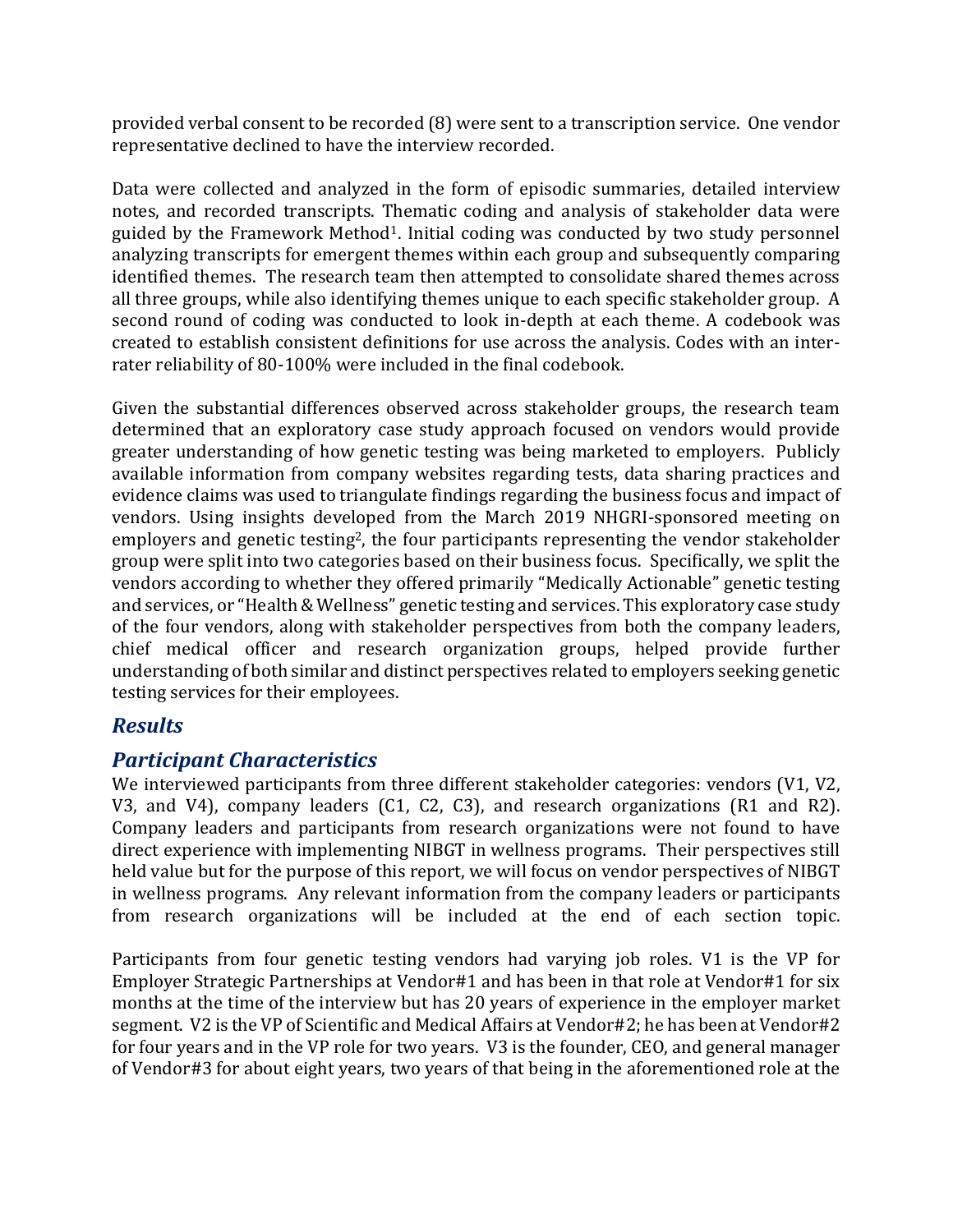provided verbal consent to be recorded (8) were sent to a transcription service. One vendor representative declined to have the interview recorded.

Data were collected and analyzed in the form of episodic summaries, detailed interview notes, and recorded transcripts. Thematic coding and analysis of stakeholder data were guided by the Framework Method[1]. Initial coding was conducted by two study personnel analyzing transcripts for emergent themes within each group and subsequently comparing identified themes. The research team then attempted to consolidate shared themes across all three groups, while also identifying themes unique to each specific stakeholder group. A second round of coding was conducted to look in-depth at each theme. A codebook was created to establish consistent definitions for use across the analysis. Codes with an inter-rater reliability of 80-100% were included in the final codebook.

Given the substantial differences observed across stakeholder groups, the research team determined that an exploratory case study approach focused on vendors would provide greater understanding of how genetic testing was being marketed to employers. Publicly available information from company websites regarding tests, data sharing practices and evidence claims was used to triangulate findings regarding the business focus and impact of vendors. Using insights developed from the March 2019 NHGRI-sponsored meeting on employers and genetic testing[2], the four participants representing the vendor stakeholder group were split into two categories based on their business focus. Specifically, we split the vendors according to whether they offered primarily "Medically Actionable" genetic testing and services, or "Health & Wellness" genetic testing and services. This exploratory case study of the four vendors, along with stakeholder perspectives from both the company leaders, chief medical officer and research organization groups, helped provide further understanding of both similar and distinct perspectives related to employers seeking genetic testing services for their employees.

## *Results*

## *Participant Characteristics*

We interviewed participants from three different stakeholder categories: vendors (V1, V2, V3, and V4), company leaders (C1, C2, C3), and research organizations (R1 and R2). Company leaders and participants from research organizations were not found to have direct experience with implementing NIBGT in wellness programs. Their perspectives still held value but for the purpose of this report, we will focus on vendor perspectives of NIBGT in wellness programs. Any relevant information from the company leaders or participants from research organizations will be included at the end of each section topic.

Participants from four genetic testing vendors had varying job roles. V1 is the VP for Employer Strategic Partnerships at Vendor#1 and has been in that role at Vendor#1 for six months at the time of the interview but has 20 years of experience in the employer market segment. V2 is the VP of Scientific and Medical Affairs at Vendor#2; he has been at Vendor#2 for four years and in the VP role for two years. V3 is the founder, CEO, and general manager of Vendor#3 for about eight years, two years of that being in the aforementioned role at the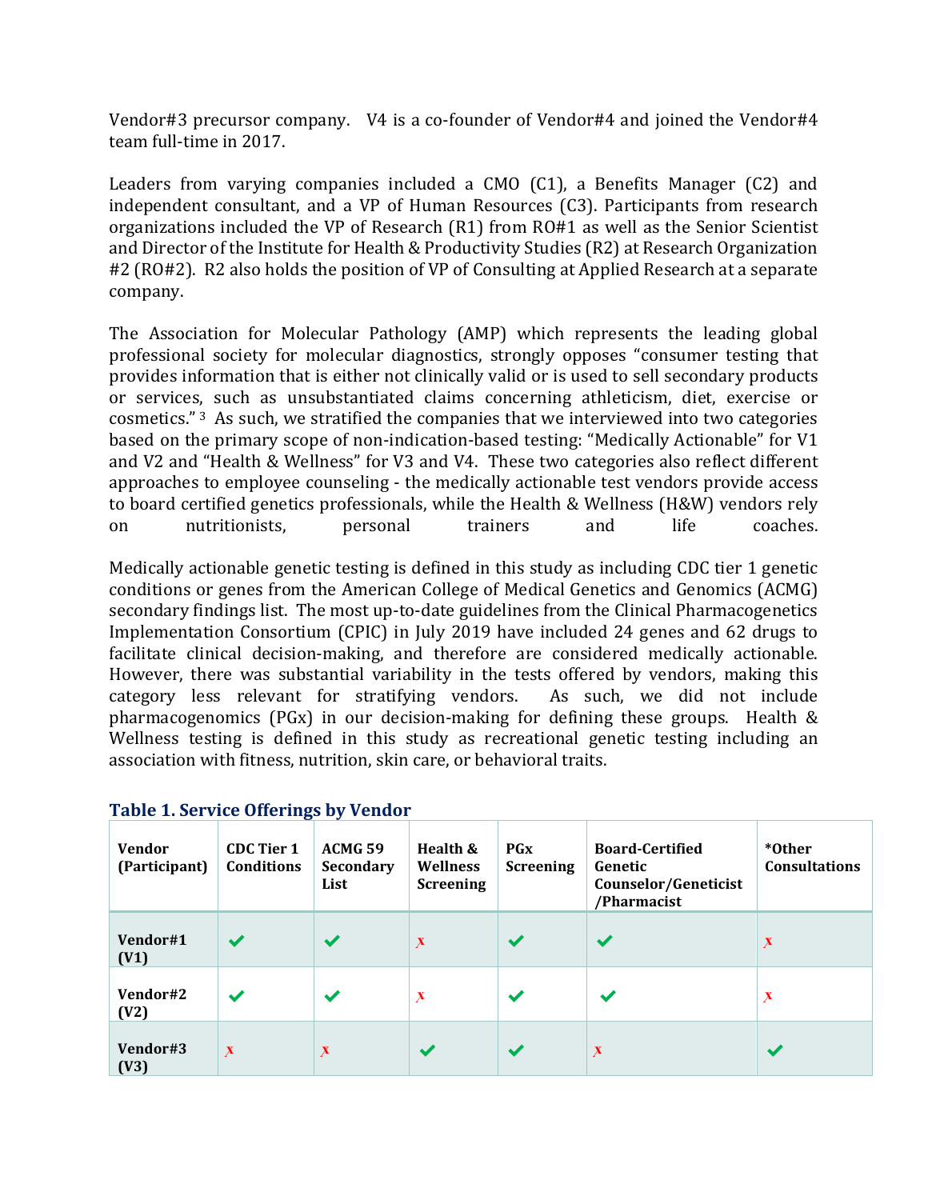Vendor#3 precursor company. V4 is a co-founder of Vendor#4 and joined the Vendor#4 team full-time in 2017.

Leaders from varying companies included a CMO (C1), a Benefits Manager (C2) and independent consultant, and a VP of Human Resources (C3). Participants from research organizations included the VP of Research (R1) from RO#1 as well as the Senior Scientist and Director of the Institute for Health & Productivity Studies (R2) at Research Organization #2 (RO#2). R2 also holds the position of VP of Consulting at Applied Research at a separate company.

The Association for Molecular Pathology (AMP) which represents the leading global professional society for molecular diagnostics, strongly opposes "consumer testing that provides information that is either not clinically valid or is used to sell secondary products or services, such as unsubstantiated claims concerning athleticism, diet, exercise or cosmetics." [3] As such, we stratified the companies that we interviewed into two categories based on the primary scope of non-indication-based testing: "Medically Actionable" for V1 and V2 and "Health & Wellness" for V3 and V4. These two categories also reflect different approaches to employee counseling - the medically actionable test vendors provide access to board certified genetics professionals, while the Health & Wellness (H&W) vendors rely on nutritionists, personal trainers and life coaches.

Medically actionable genetic testing is defined in this study as including CDC tier 1 genetic conditions or genes from the American College of Medical Genetics and Genomics (ACMG) secondary findings list. The most up-to-date guidelines from the Clinical Pharmacogenetics Implementation Consortium (CPIC) in July 2019 have included 24 genes and 62 drugs to facilitate clinical decision-making, and therefore are considered medically actionable. However, there was substantial variability in the tests offered by vendors, making this category less relevant for stratifying vendors. As such, we did not include pharmacogenomics (PGx) in our decision-making for defining these groups. Health & Wellness testing is defined in this study as recreational genetic testing including an association with fitness, nutrition, skin care, or behavioral traits.

**Table 1. Service Offerings by Vendor**

| Vendor (Participant) | CDC Tier 1 Conditions | ACMG 59 Secondary List | Health & Wellness Screening | PGx Screening | Board-Certified Genetic Counselor/Geneticist /Pharmacist | *Other Consultations |
|---|---|---|---|---|---|---|
| Vendor#1 (V1) | ✔ | ✔ | x | ✔ | ✔ | x |
| Vendor#2 (V2) | ✔ | ✔ | x | ✔ | ✔ | x |
| Vendor#3 (V3) | x | x | ✔ | ✔ | x | ✔ |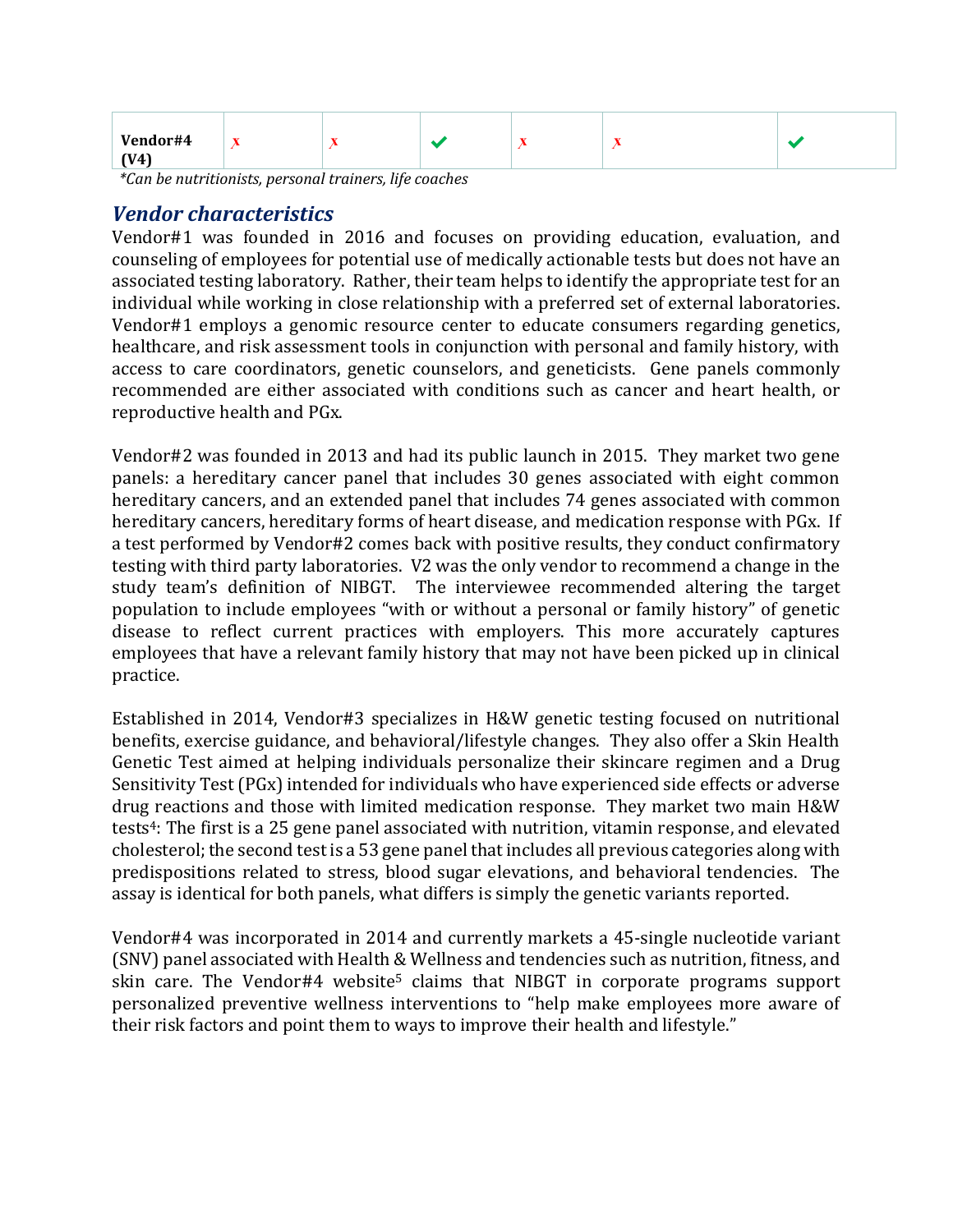| Vendor#4 (V4) | x | x | ✔ | x | x | ✔ |
|---|---|---|---|---|---|---|

*\*Can be nutritionists, personal trainers, life coaches*

## *Vendor characteristics*

Vendor#1 was founded in 2016 and focuses on providing education, evaluation, and counseling of employees for potential use of medically actionable tests but does not have an associated testing laboratory. Rather, their team helps to identify the appropriate test for an individual while working in close relationship with a preferred set of external laboratories. Vendor#1 employs a genomic resource center to educate consumers regarding genetics, healthcare, and risk assessment tools in conjunction with personal and family history, with access to care coordinators, genetic counselors, and geneticists. Gene panels commonly recommended are either associated with conditions such as cancer and heart health, or reproductive health and PGx.

Vendor#2 was founded in 2013 and had its public launch in 2015. They market two gene panels: a hereditary cancer panel that includes 30 genes associated with eight common hereditary cancers, and an extended panel that includes 74 genes associated with common hereditary cancers, hereditary forms of heart disease, and medication response with PGx. If a test performed by Vendor#2 comes back with positive results, they conduct confirmatory testing with third party laboratories. V2 was the only vendor to recommend a change in the study team's definition of NIBGT. The interviewee recommended altering the target population to include employees "with or without a personal or family history" of genetic disease to reflect current practices with employers. This more accurately captures employees that have a relevant family history that may not have been picked up in clinical practice.

Established in 2014, Vendor#3 specializes in H&W genetic testing focused on nutritional benefits, exercise guidance, and behavioral/lifestyle changes. They also offer a Skin Health Genetic Test aimed at helping individuals personalize their skincare regimen and a Drug Sensitivity Test (PGx) intended for individuals who have experienced side effects or adverse drug reactions and those with limited medication response. They market two main H&W tests[4]: The first is a 25 gene panel associated with nutrition, vitamin response, and elevated cholesterol; the second test is a 53 gene panel that includes all previous categories along with predispositions related to stress, blood sugar elevations, and behavioral tendencies. The assay is identical for both panels, what differs is simply the genetic variants reported.

Vendor#4 was incorporated in 2014 and currently markets a 45-single nucleotide variant (SNV) panel associated with Health & Wellness and tendencies such as nutrition, fitness, and skin care. The Vendor#4 website[5] claims that NIBGT in corporate programs support personalized preventive wellness interventions to "help make employees more aware of their risk factors and point them to ways to improve their health and lifestyle."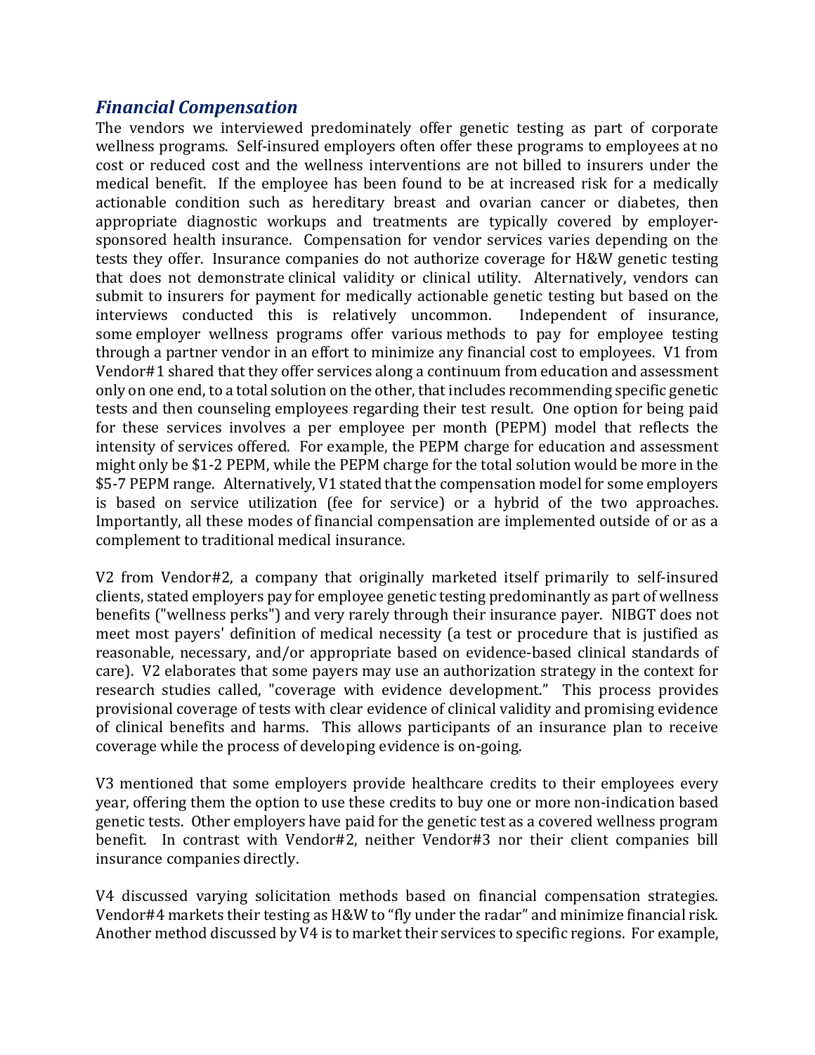### *Financial Compensation*

The vendors we interviewed predominately offer genetic testing as part of corporate wellness programs. Self-insured employers often offer these programs to employees at no cost or reduced cost and the wellness interventions are not billed to insurers under the medical benefit. If the employee has been found to be at increased risk for a medically actionable condition such as hereditary breast and ovarian cancer or diabetes, then appropriate diagnostic workups and treatments are typically covered by employer-sponsored health insurance. Compensation for vendor services varies depending on the tests they offer. Insurance companies do not authorize coverage for H&W genetic testing that does not demonstrate clinical validity or clinical utility. Alternatively, vendors can submit to insurers for payment for medically actionable genetic testing but based on the interviews conducted this is relatively uncommon. Independent of insurance, some employer wellness programs offer various methods to pay for employee testing through a partner vendor in an effort to minimize any financial cost to employees. V1 from Vendor#1 shared that they offer services along a continuum from education and assessment only on one end, to a total solution on the other, that includes recommending specific genetic tests and then counseling employees regarding their test result. One option for being paid for these services involves a per employee per month (PEPM) model that reflects the intensity of services offered. For example, the PEPM charge for education and assessment might only be $1-2 PEPM, while the PEPM charge for the total solution would be more in the $5-7 PEPM range. Alternatively, V1 stated that the compensation model for some employers is based on service utilization (fee for service) or a hybrid of the two approaches. Importantly, all these modes of financial compensation are implemented outside of or as a complement to traditional medical insurance.

V2 from Vendor#2, a company that originally marketed itself primarily to self-insured clients, stated employers pay for employee genetic testing predominantly as part of wellness benefits ("wellness perks") and very rarely through their insurance payer. NIBGT does not meet most payers' definition of medical necessity (a test or procedure that is justified as reasonable, necessary, and/or appropriate based on evidence-based clinical standards of care). V2 elaborates that some payers may use an authorization strategy in the context for research studies called, "coverage with evidence development." This process provides provisional coverage of tests with clear evidence of clinical validity and promising evidence of clinical benefits and harms. This allows participants of an insurance plan to receive coverage while the process of developing evidence is on-going.

V3 mentioned that some employers provide healthcare credits to their employees every year, offering them the option to use these credits to buy one or more non-indication based genetic tests. Other employers have paid for the genetic test as a covered wellness program benefit. In contrast with Vendor#2, neither Vendor#3 nor their client companies bill insurance companies directly.

V4 discussed varying solicitation methods based on financial compensation strategies. Vendor#4 markets their testing as H&W to "fly under the radar" and minimize financial risk. Another method discussed by V4 is to market their services to specific regions. For example,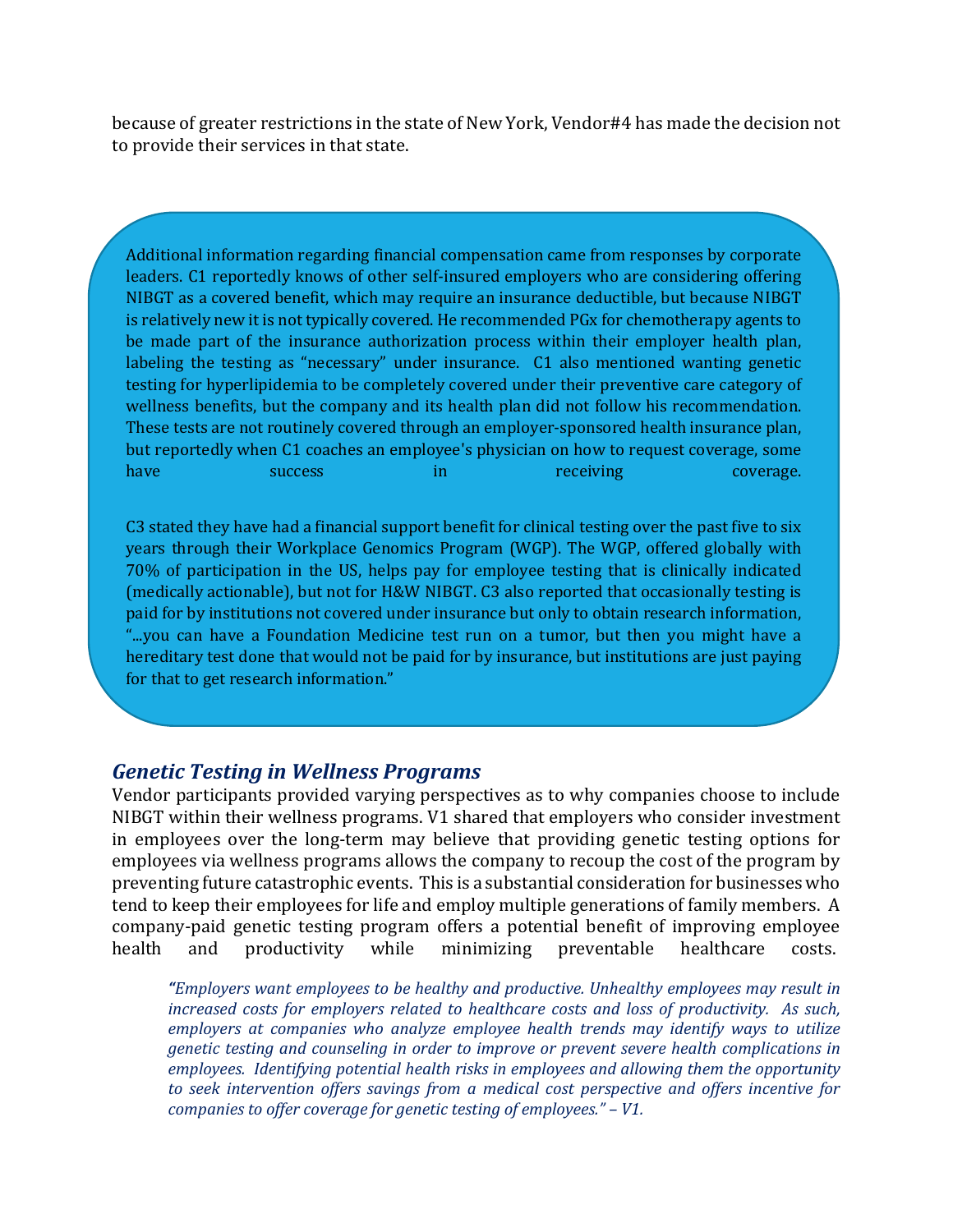because of greater restrictions in the state of New York, Vendor#4 has made the decision not to provide their services in that state.

Additional information regarding financial compensation came from responses by corporate leaders. C1 reportedly knows of other self-insured employers who are considering offering NIBGT as a covered benefit, which may require an insurance deductible, but because NIBGT is relatively new it is not typically covered. He recommended PGx for chemotherapy agents to be made part of the insurance authorization process within their employer health plan, labeling the testing as "necessary" under insurance. C1 also mentioned wanting genetic testing for hyperlipidemia to be completely covered under their preventive care category of wellness benefits, but the company and its health plan did not follow his recommendation. These tests are not routinely covered through an employer-sponsored health insurance plan, but reportedly when C1 coaches an employee's physician on how to request coverage, some have success in receiving coverage.

C3 stated they have had a financial support benefit for clinical testing over the past five to six years through their Workplace Genomics Program (WGP). The WGP, offered globally with 70% of participation in the US, helps pay for employee testing that is clinically indicated (medically actionable), but not for H&W NIBGT. C3 also reported that occasionally testing is paid for by institutions not covered under insurance but only to obtain research information, "...you can have a Foundation Medicine test run on a tumor, but then you might have a hereditary test done that would not be paid for by insurance, but institutions are just paying for that to get research information."

## *Genetic Testing in Wellness Programs*

Vendor participants provided varying perspectives as to why companies choose to include NIBGT within their wellness programs. V1 shared that employers who consider investment in employees over the long-term may believe that providing genetic testing options for employees via wellness programs allows the company to recoup the cost of the program by preventing future catastrophic events. This is a substantial consideration for businesses who tend to keep their employees for life and employ multiple generations of family members. A company-paid genetic testing program offers a potential benefit of improving employee health and productivity while minimizing preventable healthcare costs.

> *"Employers want employees to be healthy and productive. Unhealthy employees may result in increased costs for employers related to healthcare costs and loss of productivity. As such, employers at companies who analyze employee health trends may identify ways to utilize genetic testing and counseling in order to improve or prevent severe health complications in employees. Identifying potential health risks in employees and allowing them the opportunity to seek intervention offers savings from a medical cost perspective and offers incentive for companies to offer coverage for genetic testing of employees." – V1.*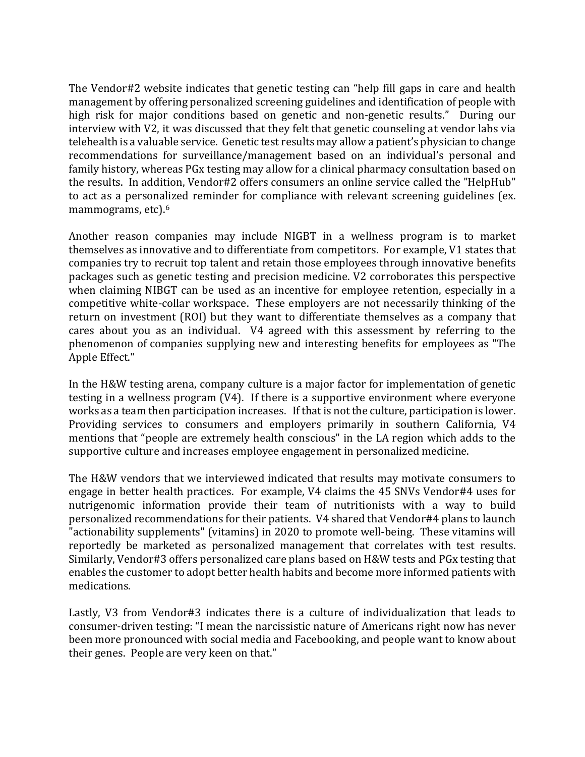The Vendor#2 website indicates that genetic testing can "help fill gaps in care and health management by offering personalized screening guidelines and identification of people with high risk for major conditions based on genetic and non-genetic results." During our interview with V2, it was discussed that they felt that genetic counseling at vendor labs via telehealth is a valuable service. Genetic test results may allow a patient's physician to change recommendations for surveillance/management based on an individual's personal and family history, whereas PGx testing may allow for a clinical pharmacy consultation based on the results. In addition, Vendor#2 offers consumers an online service called the "HelpHub" to act as a personalized reminder for compliance with relevant screening guidelines (ex. mammograms, etc).[6]

Another reason companies may include NIGBT in a wellness program is to market themselves as innovative and to differentiate from competitors. For example, V1 states that companies try to recruit top talent and retain those employees through innovative benefits packages such as genetic testing and precision medicine. V2 corroborates this perspective when claiming NIBGT can be used as an incentive for employee retention, especially in a competitive white-collar workspace. These employers are not necessarily thinking of the return on investment (ROI) but they want to differentiate themselves as a company that cares about you as an individual. V4 agreed with this assessment by referring to the phenomenon of companies supplying new and interesting benefits for employees as "The Apple Effect."

In the H&W testing arena, company culture is a major factor for implementation of genetic testing in a wellness program (V4). If there is a supportive environment where everyone works as a team then participation increases. If that is not the culture, participation is lower. Providing services to consumers and employers primarily in southern California, V4 mentions that "people are extremely health conscious" in the LA region which adds to the supportive culture and increases employee engagement in personalized medicine.

The H&W vendors that we interviewed indicated that results may motivate consumers to engage in better health practices. For example, V4 claims the 45 SNVs Vendor#4 uses for nutrigenomic information provide their team of nutritionists with a way to build personalized recommendations for their patients. V4 shared that Vendor#4 plans to launch "actionability supplements" (vitamins) in 2020 to promote well-being. These vitamins will reportedly be marketed as personalized management that correlates with test results. Similarly, Vendor#3 offers personalized care plans based on H&W tests and PGx testing that enables the customer to adopt better health habits and become more informed patients with medications.

Lastly, V3 from Vendor#3 indicates there is a culture of individualization that leads to consumer-driven testing: "I mean the narcissistic nature of Americans right now has never been more pronounced with social media and Facebooking, and people want to know about their genes. People are very keen on that."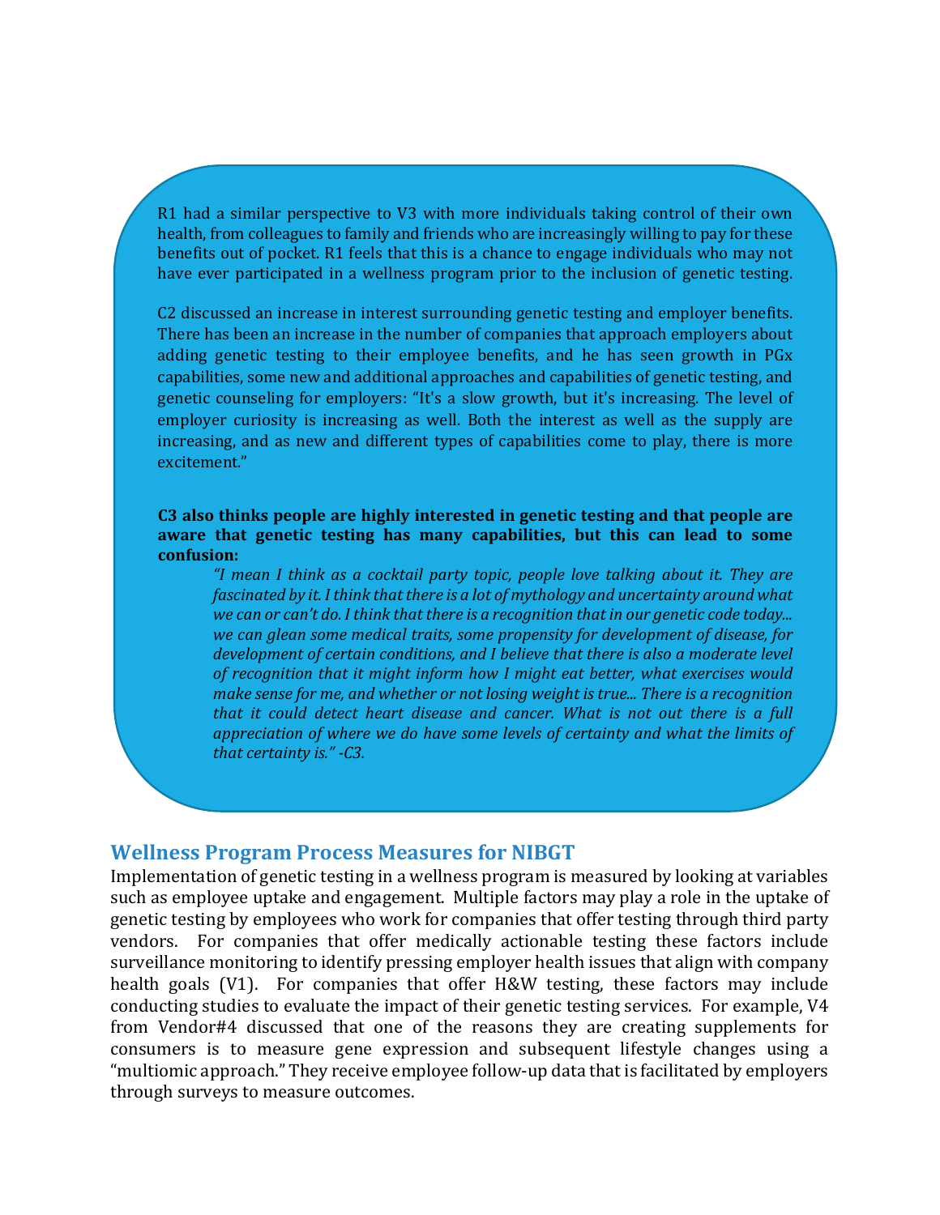R1 had a similar perspective to V3 with more individuals taking control of their own health, from colleagues to family and friends who are increasingly willing to pay for these benefits out of pocket. R1 feels that this is a chance to engage individuals who may not have ever participated in a wellness program prior to the inclusion of genetic testing.

C2 discussed an increase in interest surrounding genetic testing and employer benefits. There has been an increase in the number of companies that approach employers about adding genetic testing to their employee benefits, and he has seen growth in PGx capabilities, some new and additional approaches and capabilities of genetic testing, and genetic counseling for employers: "It's a slow growth, but it's increasing. The level of employer curiosity is increasing as well. Both the interest as well as the supply are increasing, and as new and different types of capabilities come to play, there is more excitement."

**C3 also thinks people are highly interested in genetic testing and that people are aware that genetic testing has many capabilities, but this can lead to some confusion:**

> *"I mean I think as a cocktail party topic, people love talking about it. They are fascinated by it. I think that there is a lot of mythology and uncertainty around what we can or can't do. I think that there is a recognition that in our genetic code today... we can glean some medical traits, some propensity for development of disease, for development of certain conditions, and I believe that there is also a moderate level of recognition that it might inform how I might eat better, what exercises would make sense for me, and whether or not losing weight is true... There is a recognition that it could detect heart disease and cancer. What is not out there is a full appreciation of where we do have some levels of certainty and what the limits of that certainty is." -C3.*

## Wellness Program Process Measures for NIBGT

Implementation of genetic testing in a wellness program is measured by looking at variables such as employee uptake and engagement. Multiple factors may play a role in the uptake of genetic testing by employees who work for companies that offer testing through third party vendors. For companies that offer medically actionable testing these factors include surveillance monitoring to identify pressing employer health issues that align with company health goals (V1). For companies that offer H&W testing, these factors may include conducting studies to evaluate the impact of their genetic testing services. For example, V4 from Vendor#4 discussed that one of the reasons they are creating supplements for consumers is to measure gene expression and subsequent lifestyle changes using a "multiomic approach." They receive employee follow-up data that is facilitated by employers through surveys to measure outcomes.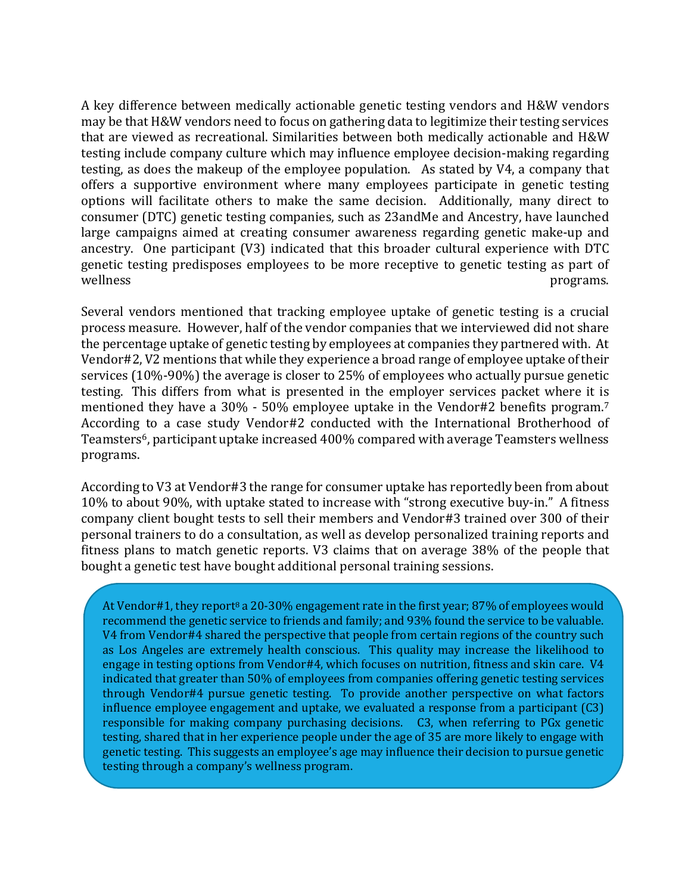A key difference between medically actionable genetic testing vendors and H&W vendors may be that H&W vendors need to focus on gathering data to legitimize their testing services that are viewed as recreational. Similarities between both medically actionable and H&W testing include company culture which may influence employee decision-making regarding testing, as does the makeup of the employee population. As stated by V4, a company that offers a supportive environment where many employees participate in genetic testing options will facilitate others to make the same decision. Additionally, many direct to consumer (DTC) genetic testing companies, such as 23andMe and Ancestry, have launched large campaigns aimed at creating consumer awareness regarding genetic make-up and ancestry. One participant (V3) indicated that this broader cultural experience with DTC genetic testing predisposes employees to be more receptive to genetic testing as part of wellness programs.

Several vendors mentioned that tracking employee uptake of genetic testing is a crucial process measure. However, half of the vendor companies that we interviewed did not share the percentage uptake of genetic testing by employees at companies they partnered with. At Vendor#2, V2 mentions that while they experience a broad range of employee uptake of their services (10%-90%) the average is closer to 25% of employees who actually pursue genetic testing. This differs from what is presented in the employer services packet where it is mentioned they have a 30% - 50% employee uptake in the Vendor#2 benefits program.[7] According to a case study Vendor#2 conducted with the International Brotherhood of Teamsters[6], participant uptake increased 400% compared with average Teamsters wellness programs.

According to V3 at Vendor#3 the range for consumer uptake has reportedly been from about 10% to about 90%, with uptake stated to increase with "strong executive buy-in." A fitness company client bought tests to sell their members and Vendor#3 trained over 300 of their personal trainers to do a consultation, as well as develop personalized training reports and fitness plans to match genetic reports. V3 claims that on average 38% of the people that bought a genetic test have bought additional personal training sessions.

At Vendor#1, they report[8] a 20-30% engagement rate in the first year; 87% of employees would recommend the genetic service to friends and family; and 93% found the service to be valuable. V4 from Vendor#4 shared the perspective that people from certain regions of the country such as Los Angeles are extremely health conscious. This quality may increase the likelihood to engage in testing options from Vendor#4, which focuses on nutrition, fitness and skin care. V4 indicated that greater than 50% of employees from companies offering genetic testing services through Vendor#4 pursue genetic testing. To provide another perspective on what factors influence employee engagement and uptake, we evaluated a response from a participant (C3) responsible for making company purchasing decisions. C3, when referring to PGx genetic testing, shared that in her experience people under the age of 35 are more likely to engage with genetic testing. This suggests an employee's age may influence their decision to pursue genetic testing through a company's wellness program.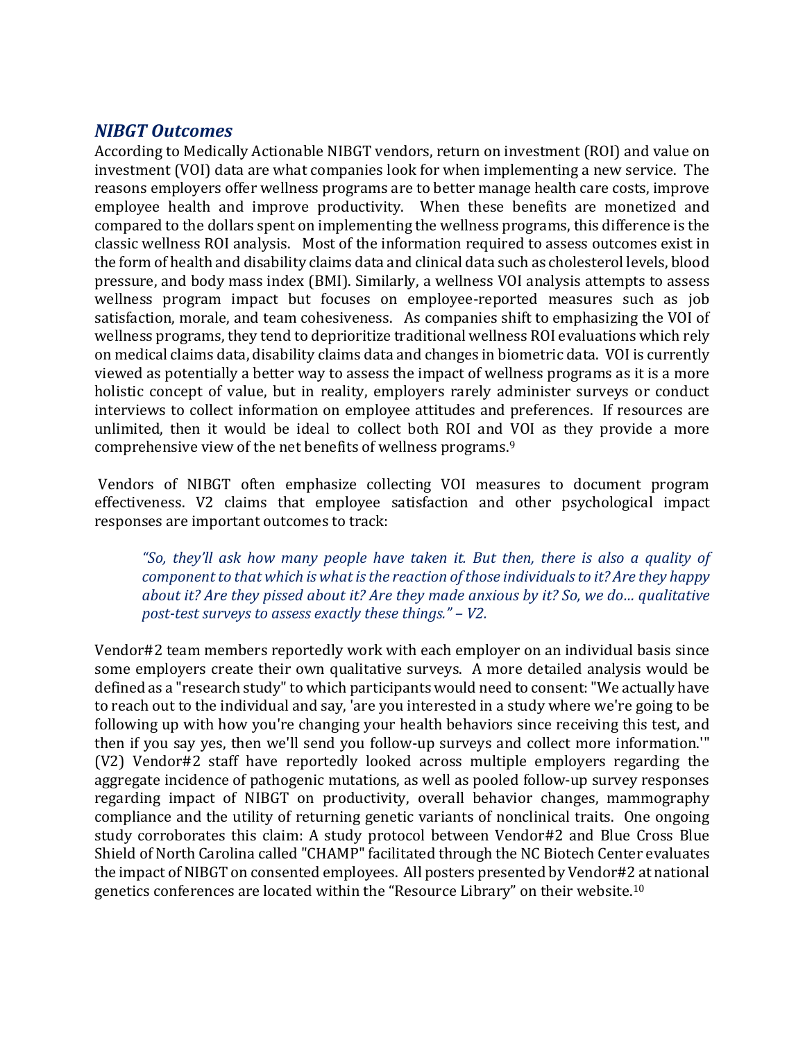### *NIBGT Outcomes*

According to Medically Actionable NIBGT vendors, return on investment (ROI) and value on investment (VOI) data are what companies look for when implementing a new service. The reasons employers offer wellness programs are to better manage health care costs, improve employee health and improve productivity. When these benefits are monetized and compared to the dollars spent on implementing the wellness programs, this difference is the classic wellness ROI analysis. Most of the information required to assess outcomes exist in the form of health and disability claims data and clinical data such as cholesterol levels, blood pressure, and body mass index (BMI). Similarly, a wellness VOI analysis attempts to assess wellness program impact but focuses on employee-reported measures such as job satisfaction, morale, and team cohesiveness. As companies shift to emphasizing the VOI of wellness programs, they tend to deprioritize traditional wellness ROI evaluations which rely on medical claims data, disability claims data and changes in biometric data. VOI is currently viewed as potentially a better way to assess the impact of wellness programs as it is a more holistic concept of value, but in reality, employers rarely administer surveys or conduct interviews to collect information on employee attitudes and preferences. If resources are unlimited, then it would be ideal to collect both ROI and VOI as they provide a more comprehensive view of the net benefits of wellness programs.[9]

Vendors of NIBGT often emphasize collecting VOI measures to document program effectiveness. V2 claims that employee satisfaction and other psychological impact responses are important outcomes to track:

> *"So, they'll ask how many people have taken it. But then, there is also a quality of component to that which is what is the reaction of those individuals to it? Are they happy about it? Are they pissed about it? Are they made anxious by it? So, we do… qualitative post-test surveys to assess exactly these things." – V2.*

Vendor#2 team members reportedly work with each employer on an individual basis since some employers create their own qualitative surveys. A more detailed analysis would be defined as a "research study" to which participants would need to consent: "We actually have to reach out to the individual and say, 'are you interested in a study where we're going to be following up with how you're changing your health behaviors since receiving this test, and then if you say yes, then we'll send you follow-up surveys and collect more information.'" (V2) Vendor#2 staff have reportedly looked across multiple employers regarding the aggregate incidence of pathogenic mutations, as well as pooled follow-up survey responses regarding impact of NIBGT on productivity, overall behavior changes, mammography compliance and the utility of returning genetic variants of nonclinical traits. One ongoing study corroborates this claim: A study protocol between Vendor#2 and Blue Cross Blue Shield of North Carolina called "CHAMP" facilitated through the NC Biotech Center evaluates the impact of NIBGT on consented employees. All posters presented by Vendor#2 at national genetics conferences are located within the "Resource Library" on their website.[10]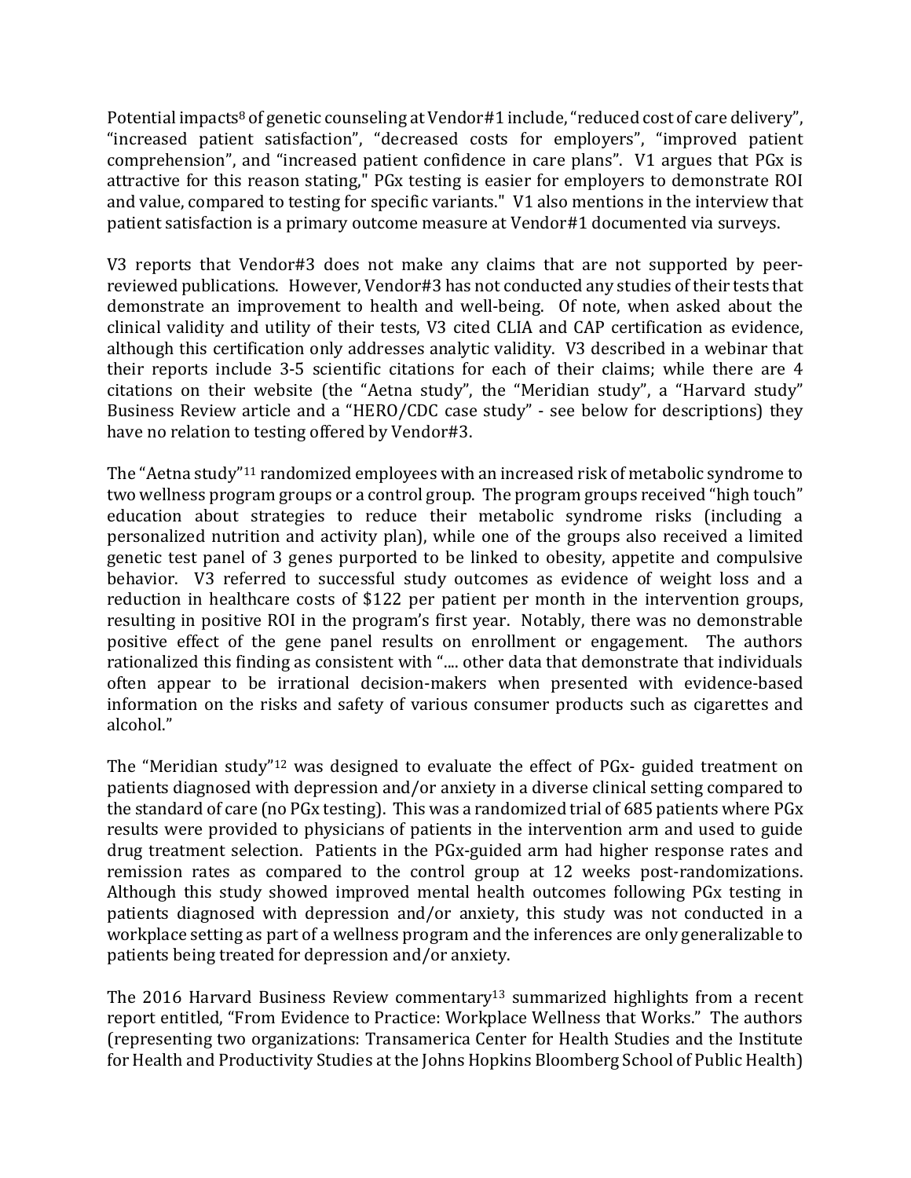Potential impacts[8] of genetic counseling at Vendor#1 include, "reduced cost of care delivery", "increased patient satisfaction", "decreased costs for employers", "improved patient comprehension", and "increased patient confidence in care plans". V1 argues that PGx is attractive for this reason stating," PGx testing is easier for employers to demonstrate ROI and value, compared to testing for specific variants." V1 also mentions in the interview that patient satisfaction is a primary outcome measure at Vendor#1 documented via surveys.

V3 reports that Vendor#3 does not make any claims that are not supported by peer-reviewed publications. However, Vendor#3 has not conducted any studies of their tests that demonstrate an improvement to health and well-being. Of note, when asked about the clinical validity and utility of their tests, V3 cited CLIA and CAP certification as evidence, although this certification only addresses analytic validity. V3 described in a webinar that their reports include 3-5 scientific citations for each of their claims; while there are 4 citations on their website (the "Aetna study", the "Meridian study", a "Harvard study" Business Review article and a "HERO/CDC case study" - see below for descriptions) they have no relation to testing offered by Vendor#3.

The "Aetna study"[11] randomized employees with an increased risk of metabolic syndrome to two wellness program groups or a control group. The program groups received "high touch" education about strategies to reduce their metabolic syndrome risks (including a personalized nutrition and activity plan), while one of the groups also received a limited genetic test panel of 3 genes purported to be linked to obesity, appetite and compulsive behavior. V3 referred to successful study outcomes as evidence of weight loss and a reduction in healthcare costs of $122 per patient per month in the intervention groups, resulting in positive ROI in the program's first year. Notably, there was no demonstrable positive effect of the gene panel results on enrollment or engagement. The authors rationalized this finding as consistent with ".... other data that demonstrate that individuals often appear to be irrational decision-makers when presented with evidence-based information on the risks and safety of various consumer products such as cigarettes and alcohol."

The "Meridian study"[12] was designed to evaluate the effect of PGx- guided treatment on patients diagnosed with depression and/or anxiety in a diverse clinical setting compared to the standard of care (no PGx testing). This was a randomized trial of 685 patients where PGx results were provided to physicians of patients in the intervention arm and used to guide drug treatment selection. Patients in the PGx-guided arm had higher response rates and remission rates as compared to the control group at 12 weeks post-randomizations. Although this study showed improved mental health outcomes following PGx testing in patients diagnosed with depression and/or anxiety, this study was not conducted in a workplace setting as part of a wellness program and the inferences are only generalizable to patients being treated for depression and/or anxiety.

The 2016 Harvard Business Review commentary[13] summarized highlights from a recent report entitled, "From Evidence to Practice: Workplace Wellness that Works." The authors (representing two organizations: Transamerica Center for Health Studies and the Institute for Health and Productivity Studies at the Johns Hopkins Bloomberg School of Public Health)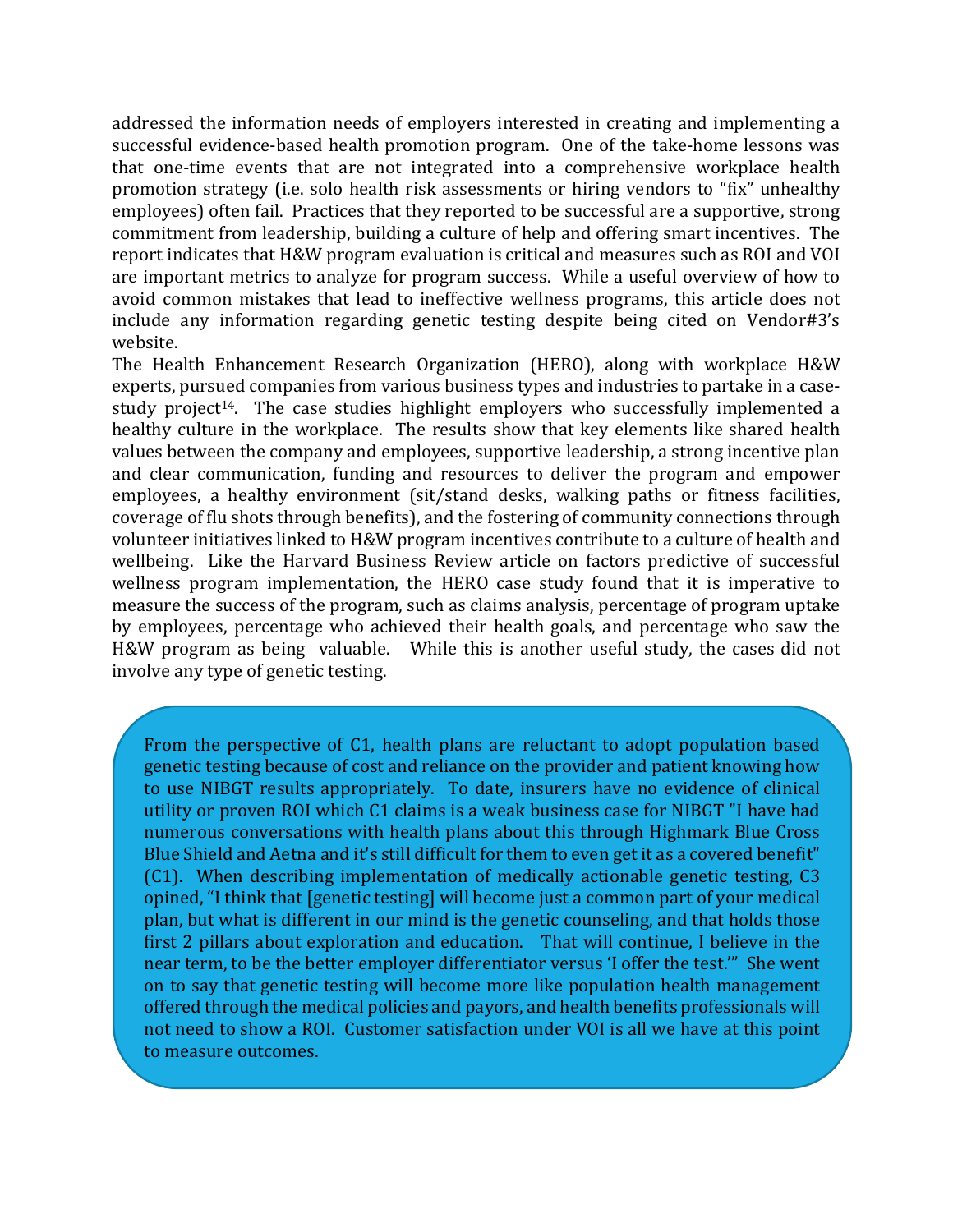addressed the information needs of employers interested in creating and implementing a successful evidence-based health promotion program. One of the take-home lessons was that one-time events that are not integrated into a comprehensive workplace health promotion strategy (i.e. solo health risk assessments or hiring vendors to "fix" unhealthy employees) often fail. Practices that they reported to be successful are a supportive, strong commitment from leadership, building a culture of help and offering smart incentives. The report indicates that H&W program evaluation is critical and measures such as ROI and VOI are important metrics to analyze for program success. While a useful overview of how to avoid common mistakes that lead to ineffective wellness programs, this article does not include any information regarding genetic testing despite being cited on Vendor#3's website.

The Health Enhancement Research Organization (HERO), along with workplace H&W experts, pursued companies from various business types and industries to partake in a case-study project[14]. The case studies highlight employers who successfully implemented a healthy culture in the workplace. The results show that key elements like shared health values between the company and employees, supportive leadership, a strong incentive plan and clear communication, funding and resources to deliver the program and empower employees, a healthy environment (sit/stand desks, walking paths or fitness facilities, coverage of flu shots through benefits), and the fostering of community connections through volunteer initiatives linked to H&W program incentives contribute to a culture of health and wellbeing. Like the Harvard Business Review article on factors predictive of successful wellness program implementation, the HERO case study found that it is imperative to measure the success of the program, such as claims analysis, percentage of program uptake by employees, percentage who achieved their health goals, and percentage who saw the H&W program as being valuable. While this is another useful study, the cases did not involve any type of genetic testing.

From the perspective of C1, health plans are reluctant to adopt population based genetic testing because of cost and reliance on the provider and patient knowing how to use NIBGT results appropriately. To date, insurers have no evidence of clinical utility or proven ROI which C1 claims is a weak business case for NIBGT "I have had numerous conversations with health plans about this through Highmark Blue Cross Blue Shield and Aetna and it's still difficult for them to even get it as a covered benefit" (C1). When describing implementation of medically actionable genetic testing, C3 opined, "I think that [genetic testing] will become just a common part of your medical plan, but what is different in our mind is the genetic counseling, and that holds those first 2 pillars about exploration and education. That will continue, I believe in the near term, to be the better employer differentiator versus 'I offer the test.'" She went on to say that genetic testing will become more like population health management offered through the medical policies and payors, and health benefits professionals will not need to show a ROI. Customer satisfaction under VOI is all we have at this point to measure outcomes.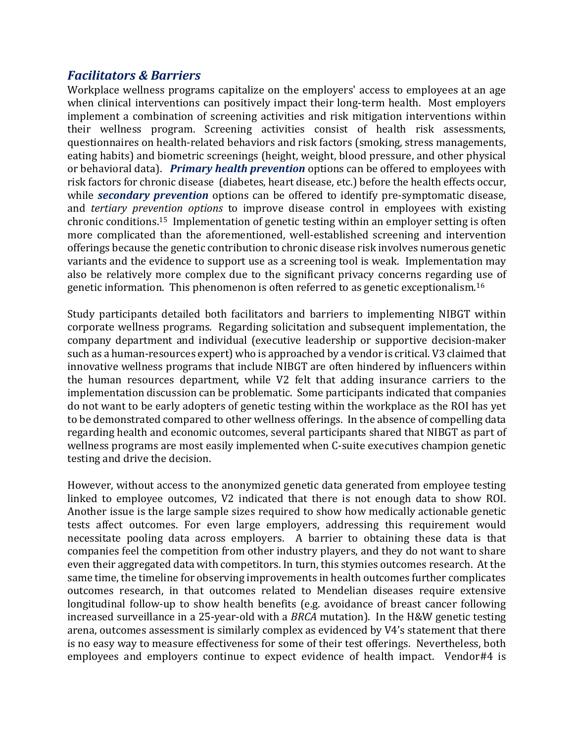## *Facilitators & Barriers*

Workplace wellness programs capitalize on the employers' access to employees at an age when clinical interventions can positively impact their long-term health. Most employers implement a combination of screening activities and risk mitigation interventions within their wellness program. Screening activities consist of health risk assessments, questionnaires on health-related behaviors and risk factors (smoking, stress managements, eating habits) and biometric screenings (height, weight, blood pressure, and other physical or behavioral data). ***Primary health prevention*** options can be offered to employees with risk factors for chronic disease (diabetes, heart disease, etc.) before the health effects occur, while ***secondary prevention*** options can be offered to identify pre-symptomatic disease, and *tertiary prevention options* to improve disease control in employees with existing chronic conditions.[15] Implementation of genetic testing within an employer setting is often more complicated than the aforementioned, well-established screening and intervention offerings because the genetic contribution to chronic disease risk involves numerous genetic variants and the evidence to support use as a screening tool is weak. Implementation may also be relatively more complex due to the significant privacy concerns regarding use of genetic information. This phenomenon is often referred to as genetic exceptionalism.[16]

Study participants detailed both facilitators and barriers to implementing NIBGT within corporate wellness programs. Regarding solicitation and subsequent implementation, the company department and individual (executive leadership or supportive decision-maker such as a human-resources expert) who is approached by a vendor is critical. V3 claimed that innovative wellness programs that include NIBGT are often hindered by influencers within the human resources department, while V2 felt that adding insurance carriers to the implementation discussion can be problematic. Some participants indicated that companies do not want to be early adopters of genetic testing within the workplace as the ROI has yet to be demonstrated compared to other wellness offerings. In the absence of compelling data regarding health and economic outcomes, several participants shared that NIBGT as part of wellness programs are most easily implemented when C-suite executives champion genetic testing and drive the decision.

However, without access to the anonymized genetic data generated from employee testing linked to employee outcomes, V2 indicated that there is not enough data to show ROI. Another issue is the large sample sizes required to show how medically actionable genetic tests affect outcomes. For even large employers, addressing this requirement would necessitate pooling data across employers. A barrier to obtaining these data is that companies feel the competition from other industry players, and they do not want to share even their aggregated data with competitors. In turn, this stymies outcomes research. At the same time, the timeline for observing improvements in health outcomes further complicates outcomes research, in that outcomes related to Mendelian diseases require extensive longitudinal follow-up to show health benefits (e.g. avoidance of breast cancer following increased surveillance in a 25-year-old with a *BRCA* mutation). In the H&W genetic testing arena, outcomes assessment is similarly complex as evidenced by V4's statement that there is no easy way to measure effectiveness for some of their test offerings. Nevertheless, both employees and employers continue to expect evidence of health impact. Vendor#4 is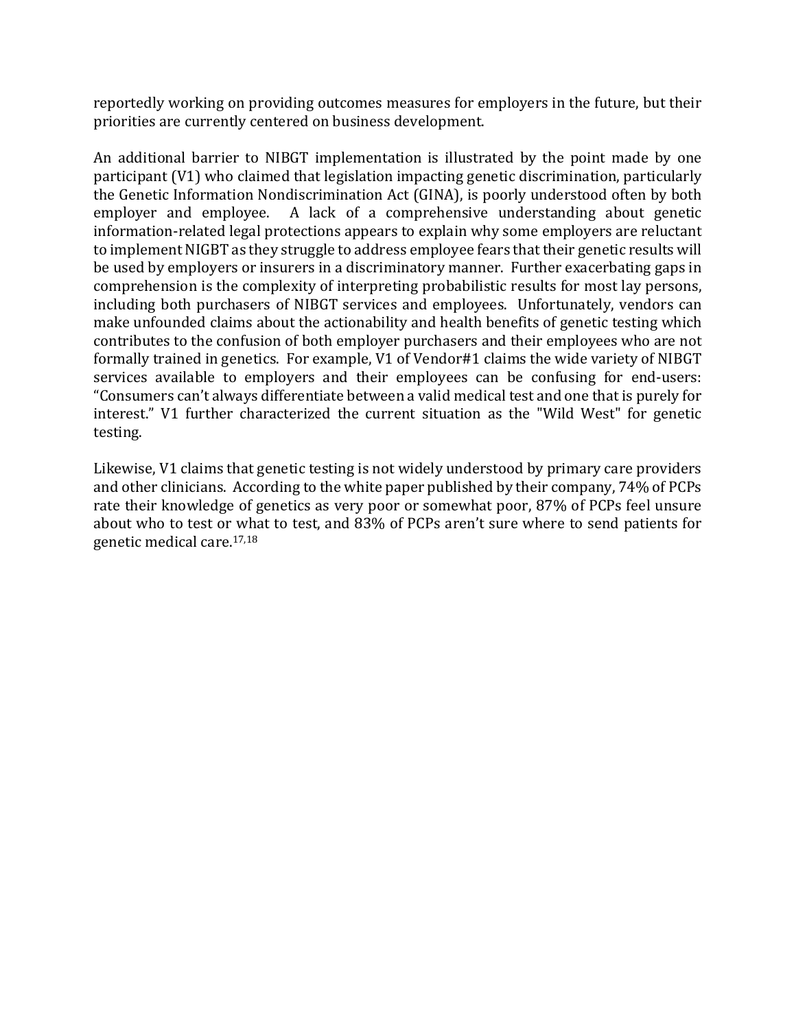reportedly working on providing outcomes measures for employers in the future, but their priorities are currently centered on business development.

An additional barrier to NIBGT implementation is illustrated by the point made by one participant (V1) who claimed that legislation impacting genetic discrimination, particularly the Genetic Information Nondiscrimination Act (GINA), is poorly understood often by both employer and employee. A lack of a comprehensive understanding about genetic information-related legal protections appears to explain why some employers are reluctant to implement NIGBT as they struggle to address employee fears that their genetic results will be used by employers or insurers in a discriminatory manner. Further exacerbating gaps in comprehension is the complexity of interpreting probabilistic results for most lay persons, including both purchasers of NIBGT services and employees. Unfortunately, vendors can make unfounded claims about the actionability and health benefits of genetic testing which contributes to the confusion of both employer purchasers and their employees who are not formally trained in genetics. For example, V1 of Vendor#1 claims the wide variety of NIBGT services available to employers and their employees can be confusing for end-users: "Consumers can't always differentiate between a valid medical test and one that is purely for interest." V1 further characterized the current situation as the "Wild West" for genetic testing.

Likewise, V1 claims that genetic testing is not widely understood by primary care providers and other clinicians. According to the white paper published by their company, 74% of PCPs rate their knowledge of genetics as very poor or somewhat poor, 87% of PCPs feel unsure about who to test or what to test, and 83% of PCPs aren't sure where to send patients for genetic medical care.[17,18]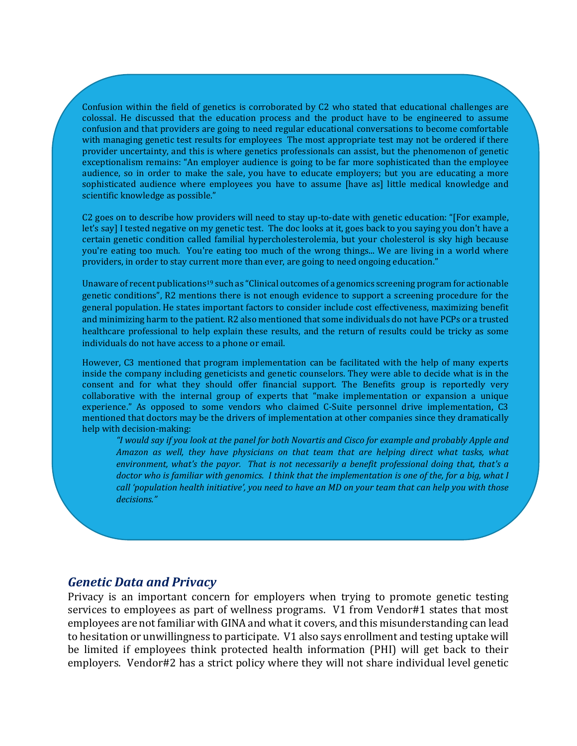Confusion within the field of genetics is corroborated by C2 who stated that educational challenges are colossal. He discussed that the education process and the product have to be engineered to assume confusion and that providers are going to need regular educational conversations to become comfortable with managing genetic test results for employees The most appropriate test may not be ordered if there provider uncertainty, and this is where genetics professionals can assist, but the phenomenon of genetic exceptionalism remains: "An employer audience is going to be far more sophisticated than the employee audience, so in order to make the sale, you have to educate employers; but you are educating a more sophisticated audience where employees you have to assume [have as] little medical knowledge and scientific knowledge as possible."

C2 goes on to describe how providers will need to stay up-to-date with genetic education: "[For example, let's say] I tested negative on my genetic test. The doc looks at it, goes back to you saying you don't have a certain genetic condition called familial hypercholesterolemia, but your cholesterol is sky high because you're eating too much. You're eating too much of the wrong things... We are living in a world where providers, in order to stay current more than ever, are going to need ongoing education."

Unaware of recent publications[19] such as "Clinical outcomes of a genomics screening program for actionable genetic conditions", R2 mentions there is not enough evidence to support a screening procedure for the general population. He states important factors to consider include cost effectiveness, maximizing benefit and minimizing harm to the patient. R2 also mentioned that some individuals do not have PCPs or a trusted healthcare professional to help explain these results, and the return of results could be tricky as some individuals do not have access to a phone or email.

However, C3 mentioned that program implementation can be facilitated with the help of many experts inside the company including geneticists and genetic counselors. They were able to decide what is in the consent and for what they should offer financial support. The Benefits group is reportedly very collaborative with the internal group of experts that "make implementation or expansion a unique experience." As opposed to some vendors who claimed C-Suite personnel drive implementation, C3 mentioned that doctors may be the drivers of implementation at other companies since they dramatically help with decision-making:

> *"I would say if you look at the panel for both Novartis and Cisco for example and probably Apple and Amazon as well, they have physicians on that team that are helping direct what tasks, what environment, what's the payor. That is not necessarily a benefit professional doing that, that's a doctor who is familiar with genomics. I think that the implementation is one of the, for a big, what I call 'population health initiative', you need to have an MD on your team that can help you with those decisions."*

## *Genetic Data and Privacy*

Privacy is an important concern for employers when trying to promote genetic testing services to employees as part of wellness programs. V1 from Vendor#1 states that most employees are not familiar with GINA and what it covers, and this misunderstanding can lead to hesitation or unwillingness to participate. V1 also says enrollment and testing uptake will be limited if employees think protected health information (PHI) will get back to their employers. Vendor#2 has a strict policy where they will not share individual level genetic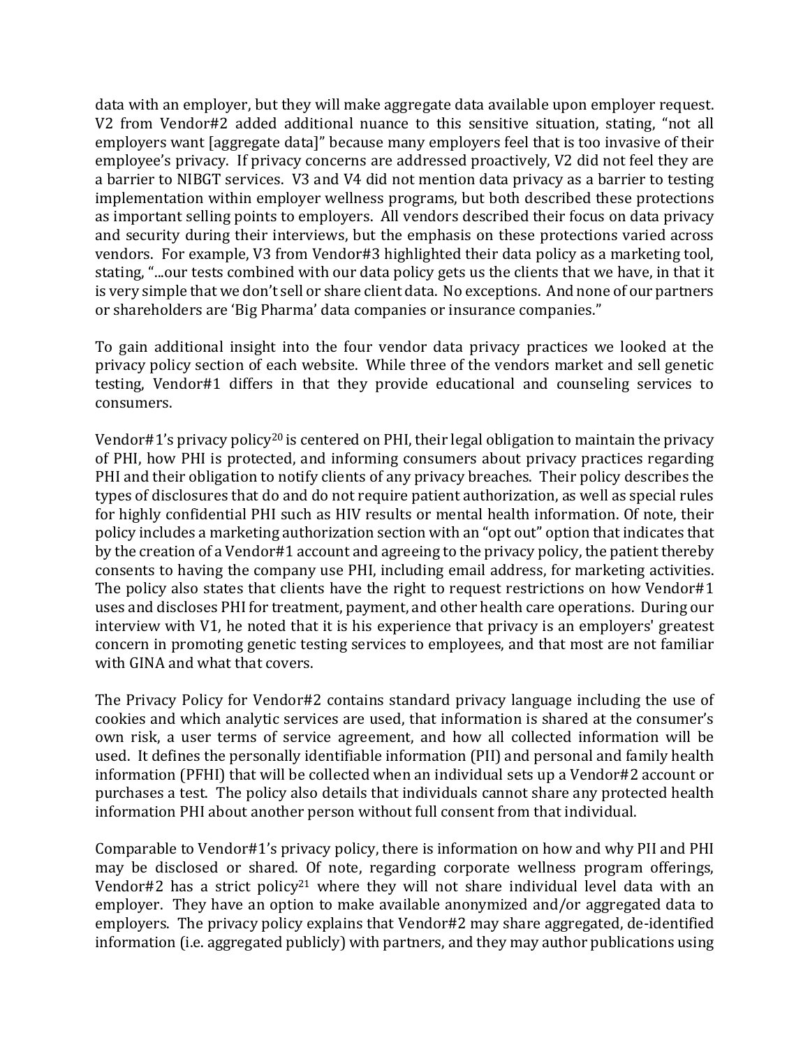data with an employer, but they will make aggregate data available upon employer request. V2 from Vendor#2 added additional nuance to this sensitive situation, stating, "not all employers want [aggregate data]" because many employers feel that is too invasive of their employee's privacy. If privacy concerns are addressed proactively, V2 did not feel they are a barrier to NIBGT services. V3 and V4 did not mention data privacy as a barrier to testing implementation within employer wellness programs, but both described these protections as important selling points to employers. All vendors described their focus on data privacy and security during their interviews, but the emphasis on these protections varied across vendors. For example, V3 from Vendor#3 highlighted their data policy as a marketing tool, stating, "...our tests combined with our data policy gets us the clients that we have, in that it is very simple that we don't sell or share client data. No exceptions. And none of our partners or shareholders are 'Big Pharma' data companies or insurance companies."

To gain additional insight into the four vendor data privacy practices we looked at the privacy policy section of each website. While three of the vendors market and sell genetic testing, Vendor#1 differs in that they provide educational and counseling services to consumers.

Vendor#1's privacy policy[20] is centered on PHI, their legal obligation to maintain the privacy of PHI, how PHI is protected, and informing consumers about privacy practices regarding PHI and their obligation to notify clients of any privacy breaches. Their policy describes the types of disclosures that do and do not require patient authorization, as well as special rules for highly confidential PHI such as HIV results or mental health information. Of note, their policy includes a marketing authorization section with an "opt out" option that indicates that by the creation of a Vendor#1 account and agreeing to the privacy policy, the patient thereby consents to having the company use PHI, including email address, for marketing activities. The policy also states that clients have the right to request restrictions on how Vendor#1 uses and discloses PHI for treatment, payment, and other health care operations. During our interview with V1, he noted that it is his experience that privacy is an employers' greatest concern in promoting genetic testing services to employees, and that most are not familiar with GINA and what that covers.

The Privacy Policy for Vendor#2 contains standard privacy language including the use of cookies and which analytic services are used, that information is shared at the consumer's own risk, a user terms of service agreement, and how all collected information will be used. It defines the personally identifiable information (PII) and personal and family health information (PFHI) that will be collected when an individual sets up a Vendor#2 account or purchases a test. The policy also details that individuals cannot share any protected health information PHI about another person without full consent from that individual.

Comparable to Vendor#1's privacy policy, there is information on how and why PII and PHI may be disclosed or shared. Of note, regarding corporate wellness program offerings, Vendor#2 has a strict policy[21] where they will not share individual level data with an employer. They have an option to make available anonymized and/or aggregated data to employers. The privacy policy explains that Vendor#2 may share aggregated, de-identified information (i.e. aggregated publicly) with partners, and they may author publications using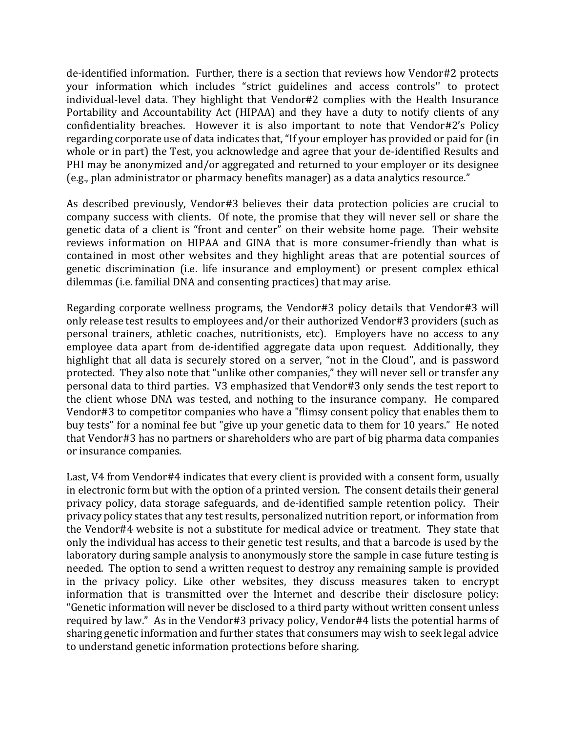de-identified information. Further, there is a section that reviews how Vendor#2 protects your information which includes "strict guidelines and access controls'' to protect individual-level data. They highlight that Vendor#2 complies with the Health Insurance Portability and Accountability Act (HIPAA) and they have a duty to notify clients of any confidentiality breaches. However it is also important to note that Vendor#2's Policy regarding corporate use of data indicates that, "If your employer has provided or paid for (in whole or in part) the Test, you acknowledge and agree that your de-identified Results and PHI may be anonymized and/or aggregated and returned to your employer or its designee (e.g., plan administrator or pharmacy benefits manager) as a data analytics resource."

As described previously, Vendor#3 believes their data protection policies are crucial to company success with clients. Of note, the promise that they will never sell or share the genetic data of a client is "front and center" on their website home page. Their website reviews information on HIPAA and GINA that is more consumer-friendly than what is contained in most other websites and they highlight areas that are potential sources of genetic discrimination (i.e. life insurance and employment) or present complex ethical dilemmas (i.e. familial DNA and consenting practices) that may arise.

Regarding corporate wellness programs, the Vendor#3 policy details that Vendor#3 will only release test results to employees and/or their authorized Vendor#3 providers (such as personal trainers, athletic coaches, nutritionists, etc). Employers have no access to any employee data apart from de-identified aggregate data upon request. Additionally, they highlight that all data is securely stored on a server, "not in the Cloud", and is password protected. They also note that "unlike other companies," they will never sell or transfer any personal data to third parties. V3 emphasized that Vendor#3 only sends the test report to the client whose DNA was tested, and nothing to the insurance company. He compared Vendor#3 to competitor companies who have a "flimsy consent policy that enables them to buy tests" for a nominal fee but "give up your genetic data to them for 10 years." He noted that Vendor#3 has no partners or shareholders who are part of big pharma data companies or insurance companies.

Last, V4 from Vendor#4 indicates that every client is provided with a consent form, usually in electronic form but with the option of a printed version. The consent details their general privacy policy, data storage safeguards, and de-identified sample retention policy. Their privacy policy states that any test results, personalized nutrition report, or information from the Vendor#4 website is not a substitute for medical advice or treatment. They state that only the individual has access to their genetic test results, and that a barcode is used by the laboratory during sample analysis to anonymously store the sample in case future testing is needed. The option to send a written request to destroy any remaining sample is provided in the privacy policy. Like other websites, they discuss measures taken to encrypt information that is transmitted over the Internet and describe their disclosure policy: "Genetic information will never be disclosed to a third party without written consent unless required by law." As in the Vendor#3 privacy policy, Vendor#4 lists the potential harms of sharing genetic information and further states that consumers may wish to seek legal advice to understand genetic information protections before sharing.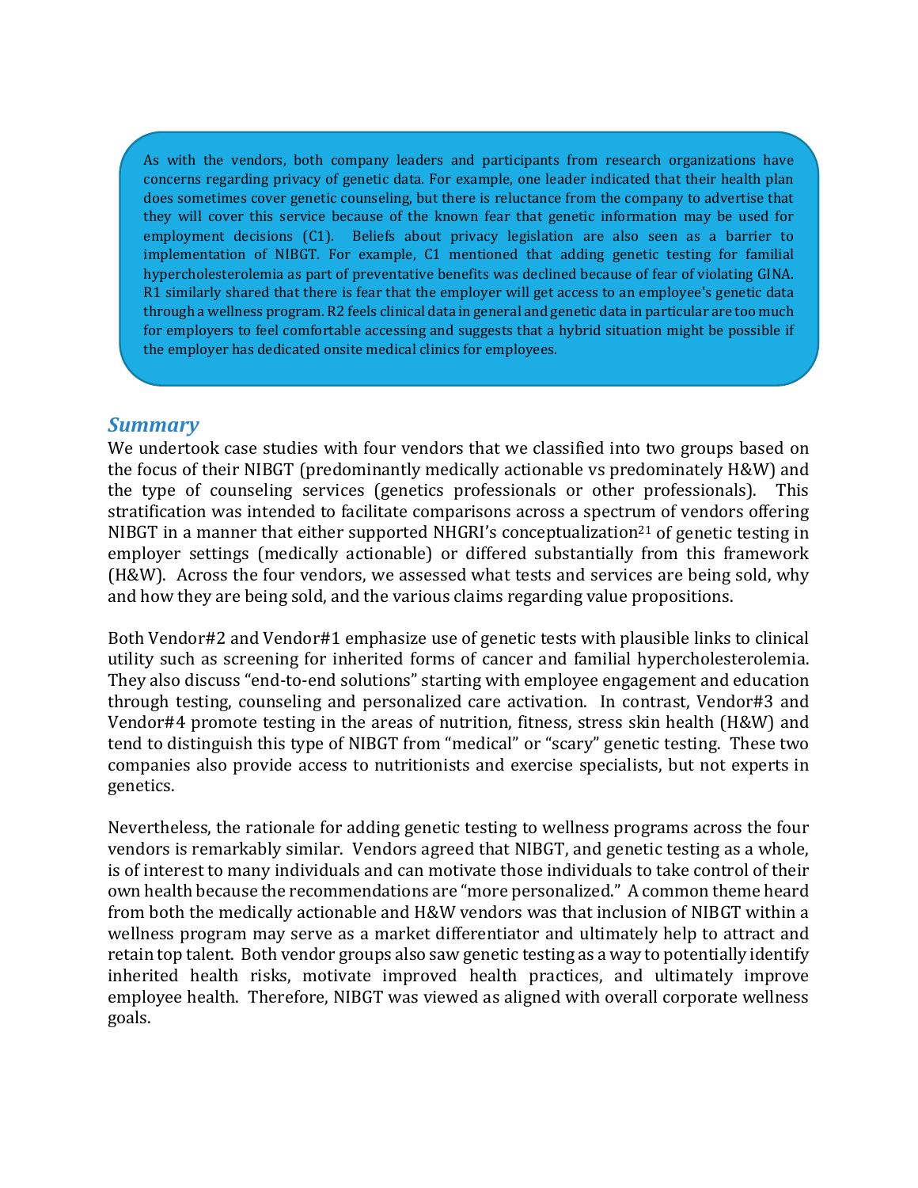As with the vendors, both company leaders and participants from research organizations have concerns regarding privacy of genetic data. For example, one leader indicated that their health plan does sometimes cover genetic counseling, but there is reluctance from the company to advertise that they will cover this service because of the known fear that genetic information may be used for employment decisions (C1). Beliefs about privacy legislation are also seen as a barrier to implementation of NIBGT. For example, C1 mentioned that adding genetic testing for familial hypercholesterolemia as part of preventative benefits was declined because of fear of violating GINA. R1 similarly shared that there is fear that the employer will get access to an employee's genetic data through a wellness program. R2 feels clinical data in general and genetic data in particular are too much for employers to feel comfortable accessing and suggests that a hybrid situation might be possible if the employer has dedicated onsite medical clinics for employees.

## *Summary*

We undertook case studies with four vendors that we classified into two groups based on the focus of their NIBGT (predominantly medically actionable vs predominately H&W) and the type of counseling services (genetics professionals or other professionals). This stratification was intended to facilitate comparisons across a spectrum of vendors offering NIBGT in a manner that either supported NHGRI's conceptualization[21] of genetic testing in employer settings (medically actionable) or differed substantially from this framework (H&W). Across the four vendors, we assessed what tests and services are being sold, why and how they are being sold, and the various claims regarding value propositions.

Both Vendor#2 and Vendor#1 emphasize use of genetic tests with plausible links to clinical utility such as screening for inherited forms of cancer and familial hypercholesterolemia. They also discuss "end-to-end solutions" starting with employee engagement and education through testing, counseling and personalized care activation. In contrast, Vendor#3 and Vendor#4 promote testing in the areas of nutrition, fitness, stress skin health (H&W) and tend to distinguish this type of NIBGT from "medical" or "scary" genetic testing. These two companies also provide access to nutritionists and exercise specialists, but not experts in genetics.

Nevertheless, the rationale for adding genetic testing to wellness programs across the four vendors is remarkably similar. Vendors agreed that NIBGT, and genetic testing as a whole, is of interest to many individuals and can motivate those individuals to take control of their own health because the recommendations are "more personalized." A common theme heard from both the medically actionable and H&W vendors was that inclusion of NIBGT within a wellness program may serve as a market differentiator and ultimately help to attract and retain top talent. Both vendor groups also saw genetic testing as a way to potentially identify inherited health risks, motivate improved health practices, and ultimately improve employee health. Therefore, NIBGT was viewed as aligned with overall corporate wellness goals.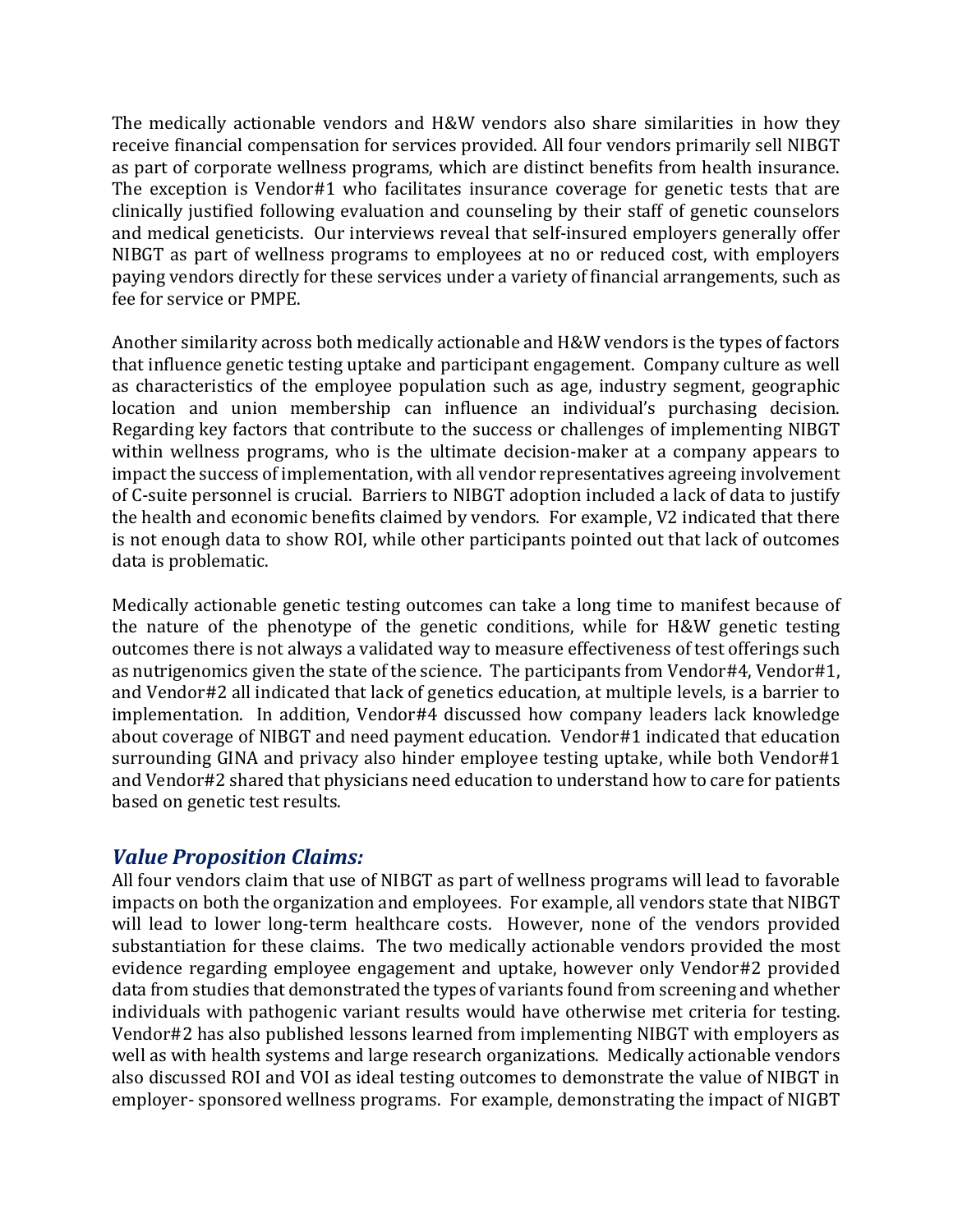The medically actionable vendors and H&W vendors also share similarities in how they receive financial compensation for services provided. All four vendors primarily sell NIBGT as part of corporate wellness programs, which are distinct benefits from health insurance. The exception is Vendor#1 who facilitates insurance coverage for genetic tests that are clinically justified following evaluation and counseling by their staff of genetic counselors and medical geneticists. Our interviews reveal that self-insured employers generally offer NIBGT as part of wellness programs to employees at no or reduced cost, with employers paying vendors directly for these services under a variety of financial arrangements, such as fee for service or PMPE.

Another similarity across both medically actionable and H&W vendors is the types of factors that influence genetic testing uptake and participant engagement. Company culture as well as characteristics of the employee population such as age, industry segment, geographic location and union membership can influence an individual's purchasing decision. Regarding key factors that contribute to the success or challenges of implementing NIBGT within wellness programs, who is the ultimate decision-maker at a company appears to impact the success of implementation, with all vendor representatives agreeing involvement of C-suite personnel is crucial. Barriers to NIBGT adoption included a lack of data to justify the health and economic benefits claimed by vendors. For example, V2 indicated that there is not enough data to show ROI, while other participants pointed out that lack of outcomes data is problematic.

Medically actionable genetic testing outcomes can take a long time to manifest because of the nature of the phenotype of the genetic conditions, while for H&W genetic testing outcomes there is not always a validated way to measure effectiveness of test offerings such as nutrigenomics given the state of the science. The participants from Vendor#4, Vendor#1, and Vendor#2 all indicated that lack of genetics education, at multiple levels, is a barrier to implementation. In addition, Vendor#4 discussed how company leaders lack knowledge about coverage of NIBGT and need payment education. Vendor#1 indicated that education surrounding GINA and privacy also hinder employee testing uptake, while both Vendor#1 and Vendor#2 shared that physicians need education to understand how to care for patients based on genetic test results.

### *Value Proposition Claims:*

All four vendors claim that use of NIBGT as part of wellness programs will lead to favorable impacts on both the organization and employees. For example, all vendors state that NIBGT will lead to lower long-term healthcare costs. However, none of the vendors provided substantiation for these claims. The two medically actionable vendors provided the most evidence regarding employee engagement and uptake, however only Vendor#2 provided data from studies that demonstrated the types of variants found from screening and whether individuals with pathogenic variant results would have otherwise met criteria for testing. Vendor#2 has also published lessons learned from implementing NIBGT with employers as well as with health systems and large research organizations. Medically actionable vendors also discussed ROI and VOI as ideal testing outcomes to demonstrate the value of NIBGT in employer- sponsored wellness programs. For example, demonstrating the impact of NIGBT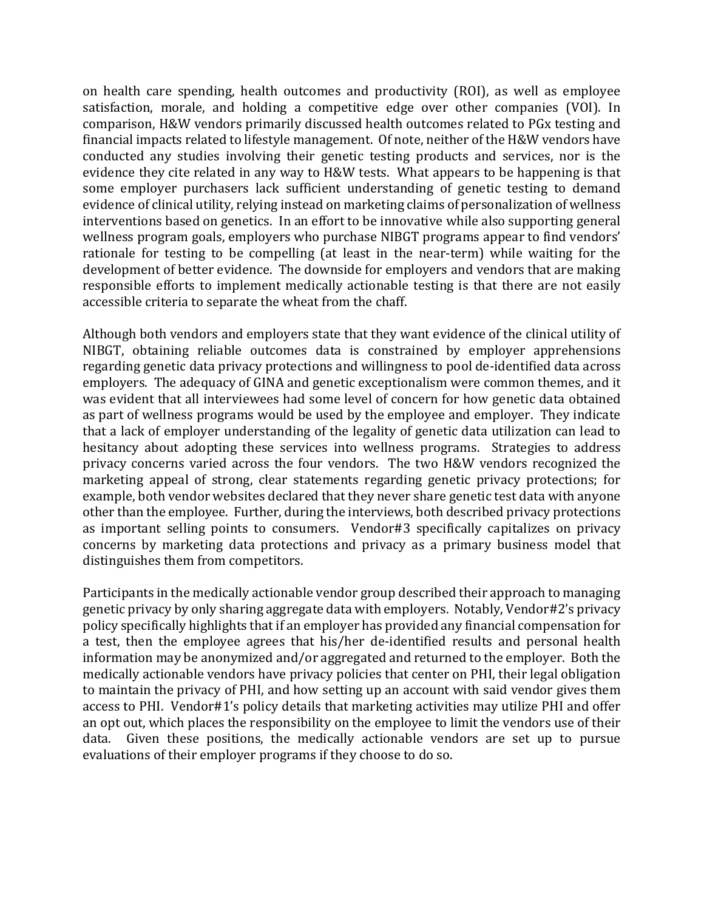on health care spending, health outcomes and productivity (ROI), as well as employee satisfaction, morale, and holding a competitive edge over other companies (VOI). In comparison, H&W vendors primarily discussed health outcomes related to PGx testing and financial impacts related to lifestyle management. Of note, neither of the H&W vendors have conducted any studies involving their genetic testing products and services, nor is the evidence they cite related in any way to H&W tests. What appears to be happening is that some employer purchasers lack sufficient understanding of genetic testing to demand evidence of clinical utility, relying instead on marketing claims of personalization of wellness interventions based on genetics. In an effort to be innovative while also supporting general wellness program goals, employers who purchase NIBGT programs appear to find vendors' rationale for testing to be compelling (at least in the near-term) while waiting for the development of better evidence. The downside for employers and vendors that are making responsible efforts to implement medically actionable testing is that there are not easily accessible criteria to separate the wheat from the chaff.

Although both vendors and employers state that they want evidence of the clinical utility of NIBGT, obtaining reliable outcomes data is constrained by employer apprehensions regarding genetic data privacy protections and willingness to pool de-identified data across employers. The adequacy of GINA and genetic exceptionalism were common themes, and it was evident that all interviewees had some level of concern for how genetic data obtained as part of wellness programs would be used by the employee and employer. They indicate that a lack of employer understanding of the legality of genetic data utilization can lead to hesitancy about adopting these services into wellness programs. Strategies to address privacy concerns varied across the four vendors. The two H&W vendors recognized the marketing appeal of strong, clear statements regarding genetic privacy protections; for example, both vendor websites declared that they never share genetic test data with anyone other than the employee. Further, during the interviews, both described privacy protections as important selling points to consumers. Vendor#3 specifically capitalizes on privacy concerns by marketing data protections and privacy as a primary business model that distinguishes them from competitors.

Participants in the medically actionable vendor group described their approach to managing genetic privacy by only sharing aggregate data with employers. Notably, Vendor#2's privacy policy specifically highlights that if an employer has provided any financial compensation for a test, then the employee agrees that his/her de-identified results and personal health information may be anonymized and/or aggregated and returned to the employer. Both the medically actionable vendors have privacy policies that center on PHI, their legal obligation to maintain the privacy of PHI, and how setting up an account with said vendor gives them access to PHI. Vendor#1's policy details that marketing activities may utilize PHI and offer an opt out, which places the responsibility on the employee to limit the vendors use of their data. Given these positions, the medically actionable vendors are set up to pursue evaluations of their employer programs if they choose to do so.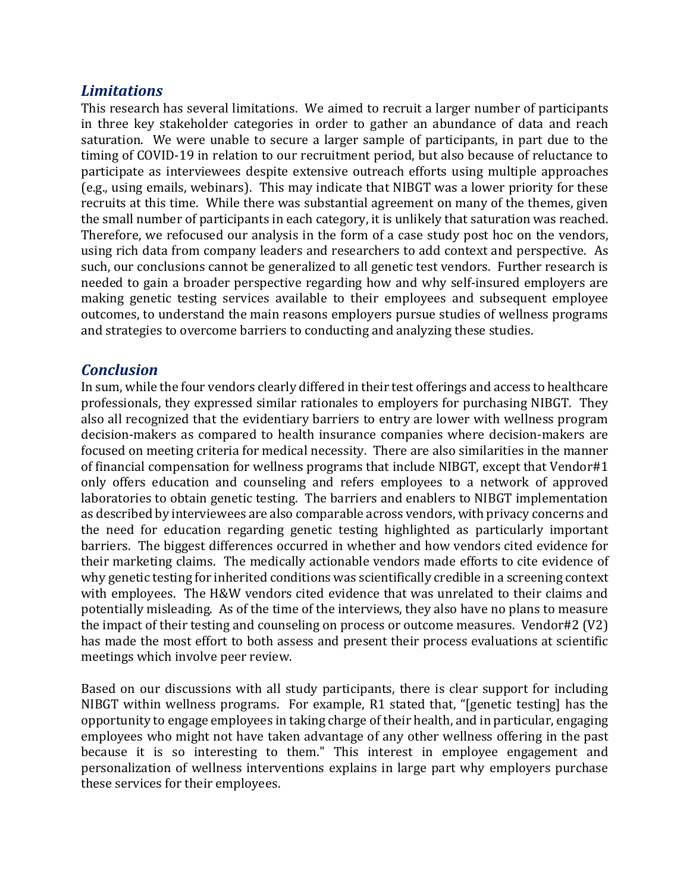## *Limitations*

This research has several limitations. We aimed to recruit a larger number of participants in three key stakeholder categories in order to gather an abundance of data and reach saturation. We were unable to secure a larger sample of participants, in part due to the timing of COVID-19 in relation to our recruitment period, but also because of reluctance to participate as interviewees despite extensive outreach efforts using multiple approaches (e.g., using emails, webinars). This may indicate that NIBGT was a lower priority for these recruits at this time. While there was substantial agreement on many of the themes, given the small number of participants in each category, it is unlikely that saturation was reached. Therefore, we refocused our analysis in the form of a case study post hoc on the vendors, using rich data from company leaders and researchers to add context and perspective. As such, our conclusions cannot be generalized to all genetic test vendors. Further research is needed to gain a broader perspective regarding how and why self-insured employers are making genetic testing services available to their employees and subsequent employee outcomes, to understand the main reasons employers pursue studies of wellness programs and strategies to overcome barriers to conducting and analyzing these studies.

## *Conclusion*

In sum, while the four vendors clearly differed in their test offerings and access to healthcare professionals, they expressed similar rationales to employers for purchasing NIBGT. They also all recognized that the evidentiary barriers to entry are lower with wellness program decision-makers as compared to health insurance companies where decision-makers are focused on meeting criteria for medical necessity. There are also similarities in the manner of financial compensation for wellness programs that include NIBGT, except that Vendor#1 only offers education and counseling and refers employees to a network of approved laboratories to obtain genetic testing. The barriers and enablers to NIBGT implementation as described by interviewees are also comparable across vendors, with privacy concerns and the need for education regarding genetic testing highlighted as particularly important barriers. The biggest differences occurred in whether and how vendors cited evidence for their marketing claims. The medically actionable vendors made efforts to cite evidence of why genetic testing for inherited conditions was scientifically credible in a screening context with employees. The H&W vendors cited evidence that was unrelated to their claims and potentially misleading. As of the time of the interviews, they also have no plans to measure the impact of their testing and counseling on process or outcome measures. Vendor#2 (V2) has made the most effort to both assess and present their process evaluations at scientific meetings which involve peer review.

Based on our discussions with all study participants, there is clear support for including NIBGT within wellness programs. For example, R1 stated that, "[genetic testing] has the opportunity to engage employees in taking charge of their health, and in particular, engaging employees who might not have taken advantage of any other wellness offering in the past because it is so interesting to them." This interest in employee engagement and personalization of wellness interventions explains in large part why employers purchase these services for their employees.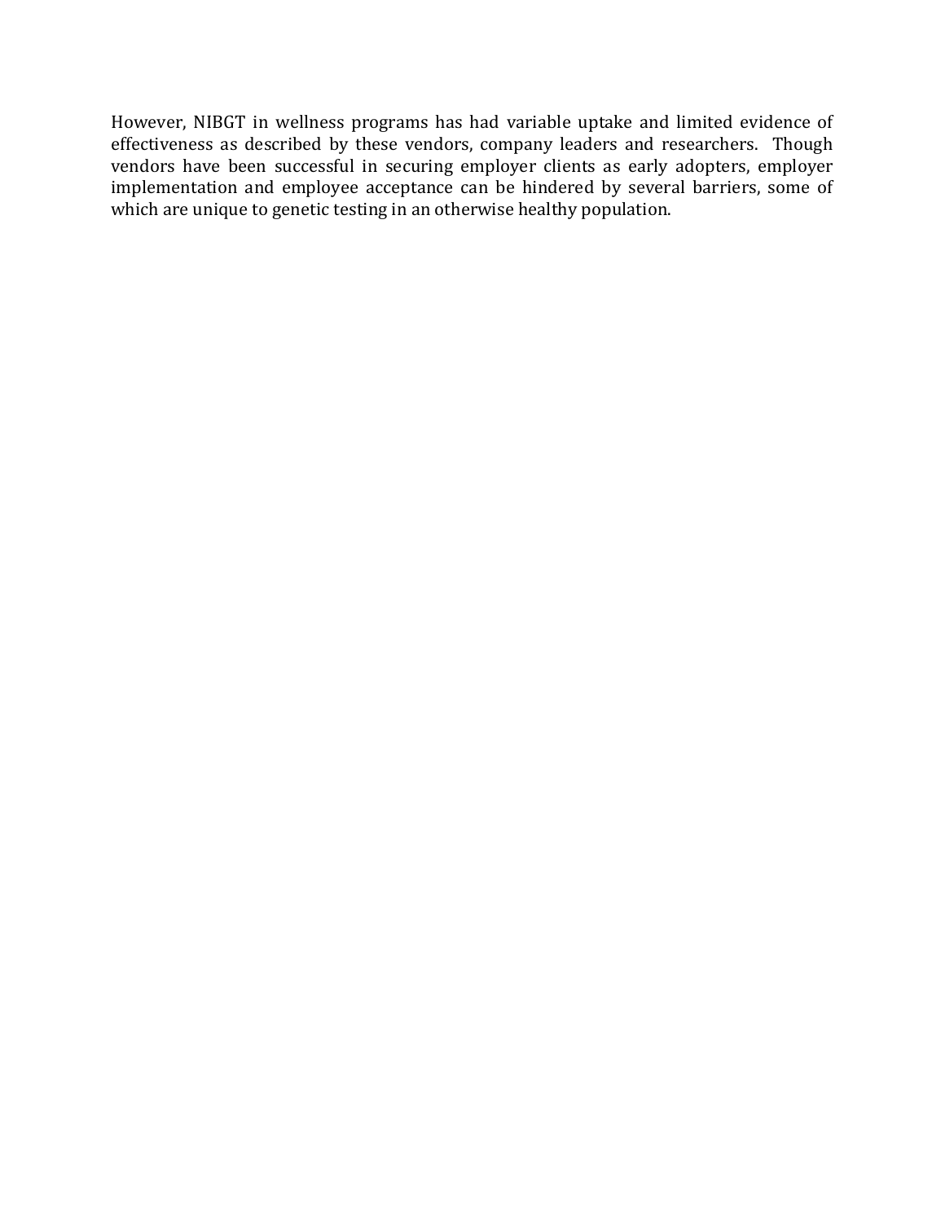However, NIBGT in wellness programs has had variable uptake and limited evidence of effectiveness as described by these vendors, company leaders and researchers. Though vendors have been successful in securing employer clients as early adopters, employer implementation and employee acceptance can be hindered by several barriers, some of which are unique to genetic testing in an otherwise healthy population.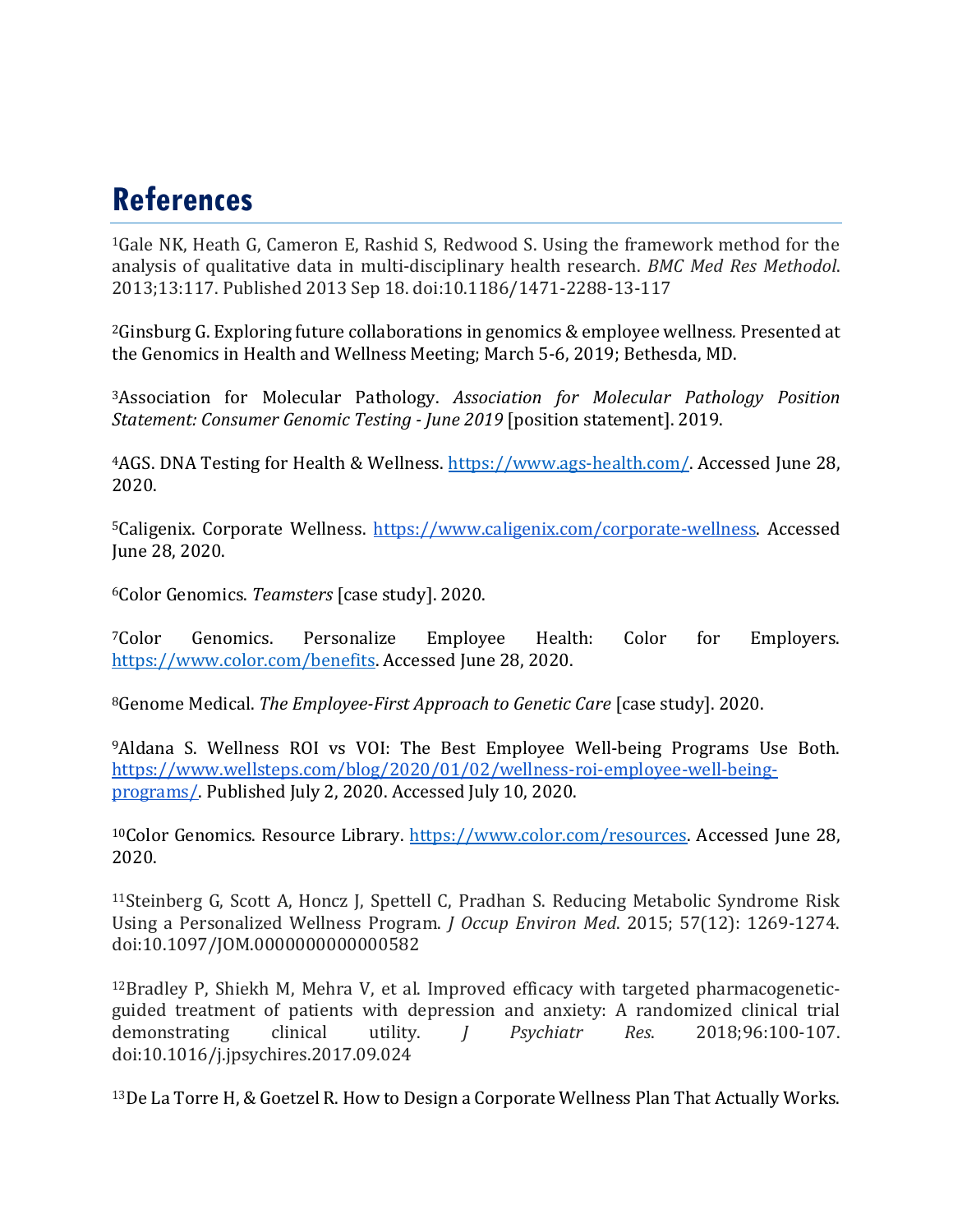# References

[1]Gale NK, Heath G, Cameron E, Rashid S, Redwood S. Using the framework method for the analysis of qualitative data in multi-disciplinary health research. *BMC Med Res Methodol*. 2013;13:117. Published 2013 Sep 18. doi:10.1186/1471-2288-13-117

[2]Ginsburg G. Exploring future collaborations in genomics & employee wellness. Presented at the Genomics in Health and Wellness Meeting; March 5-6, 2019; Bethesda, MD.

[3]Association for Molecular Pathology. *Association for Molecular Pathology Position Statement: Consumer Genomic Testing - June 2019* [position statement]. 2019.

[4]AGS. DNA Testing for Health & Wellness. https://www.ags-health.com/. Accessed June 28, 2020.

[5]Caligenix. Corporate Wellness. https://www.caligenix.com/corporate-wellness. Accessed June 28, 2020.

[6]Color Genomics. *Teamsters* [case study]. 2020.

[7]Color Genomics. Personalize Employee Health: Color for Employers. https://www.color.com/benefits. Accessed June 28, 2020.

[8]Genome Medical. *The Employee-First Approach to Genetic Care* [case study]. 2020.

[9]Aldana S. Wellness ROI vs VOI: The Best Employee Well-being Programs Use Both. https://www.wellsteps.com/blog/2020/01/02/wellness-roi-employee-well-being-programs/. Published July 2, 2020. Accessed July 10, 2020.

[10]Color Genomics. Resource Library. https://www.color.com/resources. Accessed June 28, 2020.

[11]Steinberg G, Scott A, Honcz J, Spettell C, Pradhan S. Reducing Metabolic Syndrome Risk Using a Personalized Wellness Program. *J Occup Environ Med*. 2015; 57(12): 1269-1274. doi:10.1097/JOM.0000000000000582

[12]Bradley P, Shiekh M, Mehra V, et al. Improved efficacy with targeted pharmacogenetic-guided treatment of patients with depression and anxiety: A randomized clinical trial demonstrating clinical utility. *J Psychiatr Res*. 2018;96:100-107. doi:10.1016/j.jpsychires.2017.09.024

[13]De La Torre H, & Goetzel R. How to Design a Corporate Wellness Plan That Actually Works.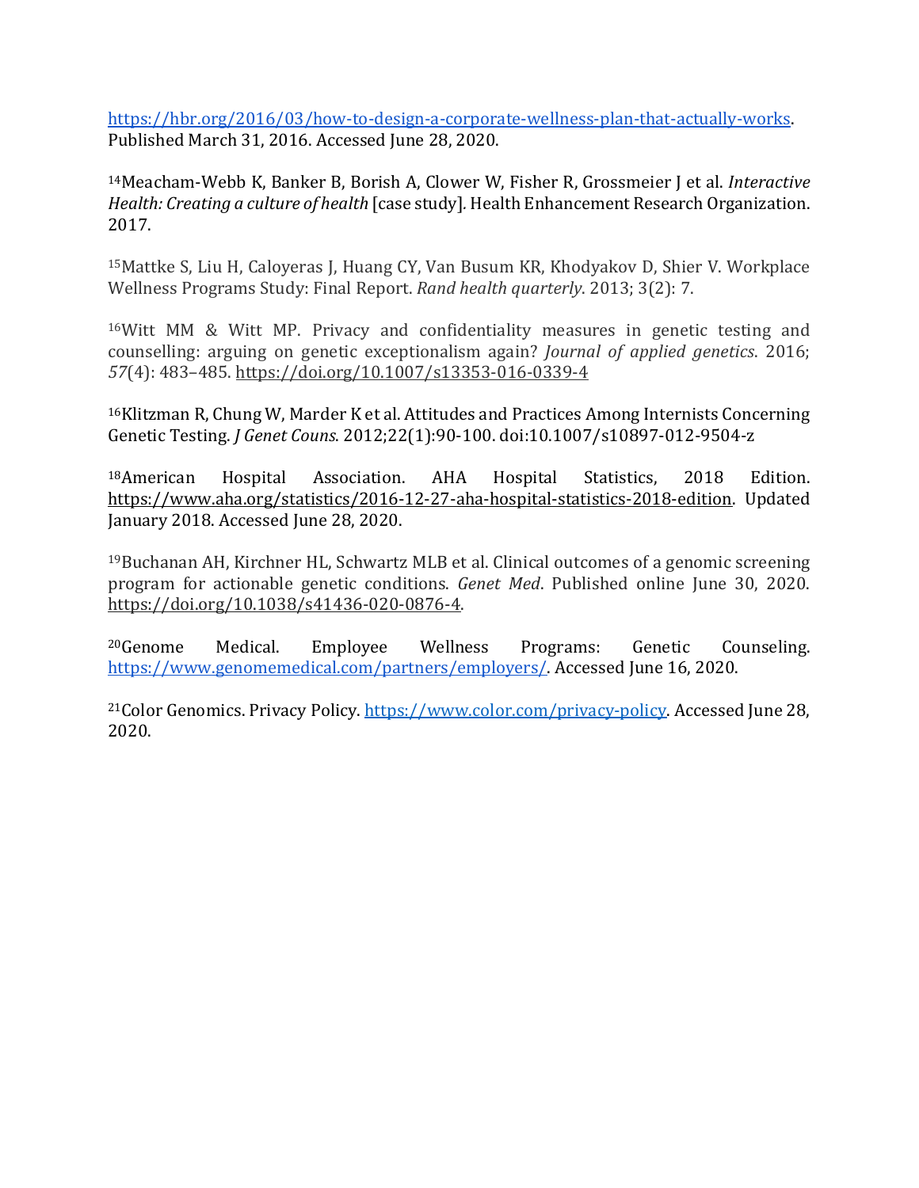https://hbr.org/2016/03/how-to-design-a-corporate-wellness-plan-that-actually-works. Published March 31, 2016. Accessed June 28, 2020.

[14]Meacham-Webb K, Banker B, Borish A, Clower W, Fisher R, Grossmeier J et al. *Interactive Health: Creating a culture of health* [case study]. Health Enhancement Research Organization. 2017.

[15]Mattke S, Liu H, Caloyeras J, Huang CY, Van Busum KR, Khodyakov D, Shier V. Workplace Wellness Programs Study: Final Report. *Rand health quarterly*. 2013; 3(2): 7.

[16]Witt MM & Witt MP. Privacy and confidentiality measures in genetic testing and counselling: arguing on genetic exceptionalism again? *Journal of applied genetics*. 2016; *57*(4): 483–485. https://doi.org/10.1007/s13353-016-0339-4

[16]Klitzman R, Chung W, Marder K et al. Attitudes and Practices Among Internists Concerning Genetic Testing. *J Genet Couns*. 2012;22(1):90-100. doi:10.1007/s10897-012-9504-z

[18]American Hospital Association. AHA Hospital Statistics, 2018 Edition. https://www.aha.org/statistics/2016-12-27-aha-hospital-statistics-2018-edition. Updated January 2018. Accessed June 28, 2020.

[19]Buchanan AH, Kirchner HL, Schwartz MLB et al. Clinical outcomes of a genomic screening program for actionable genetic conditions. *Genet Med*. Published online June 30, 2020. https://doi.org/10.1038/s41436-020-0876-4.

[20]Genome Medical. Employee Wellness Programs: Genetic Counseling. https://www.genomemedical.com/partners/employers/. Accessed June 16, 2020.

[21]Color Genomics. Privacy Policy. https://www.color.com/privacy-policy. Accessed June 28, 2020.